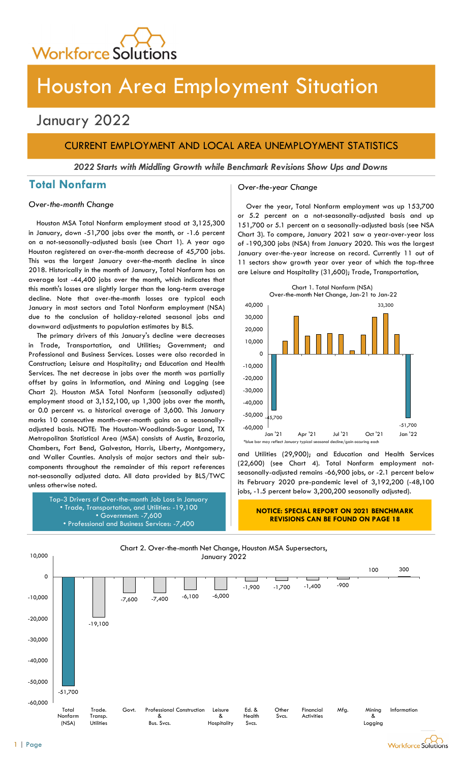# Houston Area Employment Situation

## January 2022

## CURRENT EMPLOYMENT AND LOCAL AREA UNEMPLOYMENT STATISTICS

***2022 Starts with Middling Growth while Benchmark Revisions Show Ups and Downs***

## Total Nonfarm

*Over-the-month Change*

Houston MSA Total Nonfarm employment stood at 3,125,300 in January, down -51,700 jobs over the month, or -1.6 percent on a not-seasonally-adjusted basis (see Chart 1). A year ago Houston registered an over-the-month decrease of 45,700 jobs. This was the largest January over-the-month decline in since 2018. Historically in the month of January, Total Nonfarm has on average lost -44,400 jobs over the month, which indicates that this month's losses are slightly larger than the long-term average decline. Note that over-the-month losses are typical each January in most sectors and Total Nonfarm employment (NSA) due to the conclusion of holiday-related seasonal jobs and downward adjustments to population estimates by BLS.

The primary drivers of this January's decline were decreases in Trade, Transportation, and Utilities; Government; and Professional and Business Services. Losses were also recorded in Construction; Leisure and Hospitality; and Education and Health Services. The net decrease in jobs over the month was partially offset by gains in Information, and Mining and Logging (see Chart 2). Houston MSA Total Nonfarm (seasonally adjusted) employment stood at 3,152,100, up 1,300 jobs over the month, or 0.0 percent vs. a historical average of 3,600. This January marks 10 consecutive month-over-month gains on a seasonally-adjusted basis. NOTE: The Houston-Woodlands-Sugar Land, TX Metropolitan Statistical Area (MSA) consists of Austin, Brazoria, Chambers, Fort Bend, Galveston, Harris, Liberty, Montgomery, and Waller Counties. Analysis of major sectors and their sub-components throughout the remainder of this report references not-seasonally adjusted data. All data provided by BLS/TWC unless otherwise noted.

Top-3 Drivers of Over-the-month Job Loss in January
- Trade, Transportation, and Utilities: -19,100
- Government: -7,600
- Professional and Business Services: -7,400

*Over-the-year Change*

Over the year, Total Nonfarm employment was up 153,700 or 5.2 percent on a not-seasonally-adjusted basis and up 151,700 or 5.1 percent on a seasonally-adjusted basis (see NSA Chart 3). To compare, January 2021 saw a year-over-year loss of -190,300 jobs (NSA) from January 2020. This was the largest January over-the-year increase on record. Currently 11 out of 11 sectors show growth year over year of which the top-three are Leisure and Hospitality (31,600); Trade, Transportation, and Utilities (29,900); and Education and Health Services (22,600) (see Chart 4). Total Nonfarm employment not-seasonally-adjusted remains -66,900 jobs, or -2.1 percent below its February 2020 pre-pandemic level of 3,192,200 (-48,100 jobs, -1.5 percent below 3,200,200 seasonally adjusted).

Chart 1. Total Nonfarm (NSA) Over-the-month Net Change, Jan-21 to Jan-22

| Month | Net Change |
|---|---|
| Jan '21 | -45,700 |
| Oct '21 | 33,300 |
| Jan '22 | -51,700 |

*blue bar may reflect January typical seasonal decline/gain occuring each

**NOTICE: SPECIAL REPORT ON 2021 BENCHMARK REVISIONS CAN BE FOUND ON PAGE 18**

Chart 2. Over-the-month Net Change, Houston MSA Supersectors, January 2022

| Supersector | Net Change |
|---|---|
| Total Nonfarm (NSA) | -51,700 |
| Trade. Transp. Utilities | -19,100 |
| Govt. | -7,600 |
| Professional & Bus. Svcs. | -7,400 |
| Construction | -6,100 |
| Leisure & Hospitality | -6,000 |
| Ed. & Health Svcs. | -1,900 |
| Other Svcs. | -1,700 |
| Financial Activities | -1,400 |
| Mfg. | -900 |
| Mining & Logging | 100 |
| Information | 300 |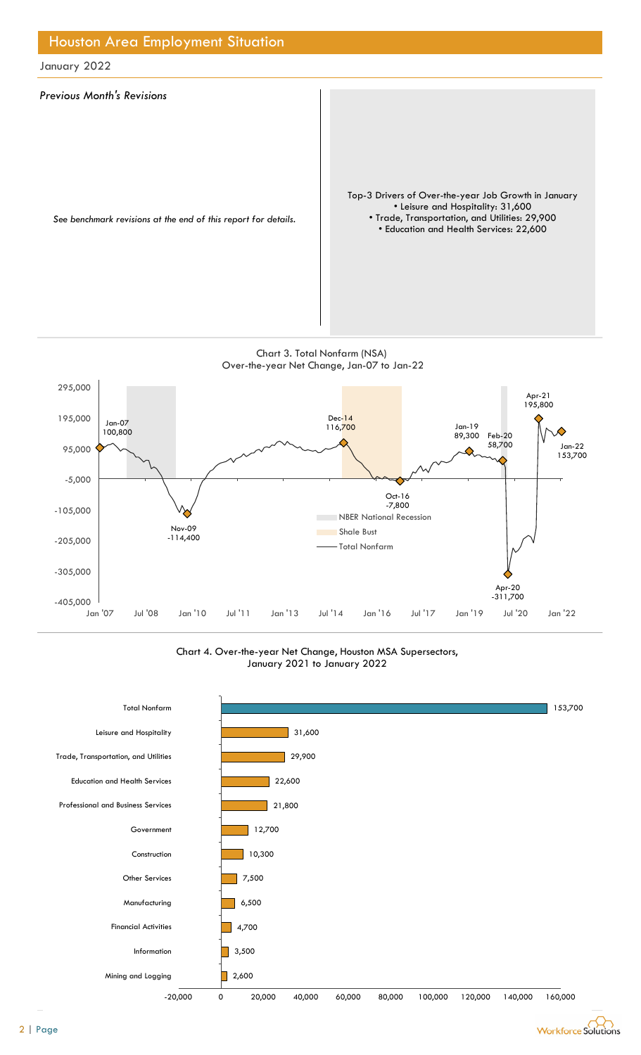## Houston Area Employment Situation

January 2022

*Previous Month's Revisions*

*See benchmark revisions at the end of this report for details.*

Top-3 Drivers of Over-the-year Job Growth in January
- Leisure and Hospitality: 31,600
- Trade, Transportation, and Utilities: 29,900
- Education and Health Services: 22,600

Chart 3. Total Nonfarm (NSA)
Over-the-year Net Change, Jan-07 to Jan-22

Chart 4. Over-the-year Net Change, Houston MSA Supersectors, January 2021 to January 2022

| Supersector | Over-the-year Net Change |
| --- | --- |
| Total Nonfarm | 153,700 |
| Leisure and Hospitality | 31,600 |
| Trade, Transportation, and Utilities | 29,900 |
| Education and Health Services | 22,600 |
| Professional and Business Services | 21,800 |
| Government | 12,700 |
| Construction | 10,300 |
| Other Services | 7,500 |
| Manufacturing | 6,500 |
| Financial Activities | 4,700 |
| Information | 3,500 |
| Mining and Logging | 2,600 |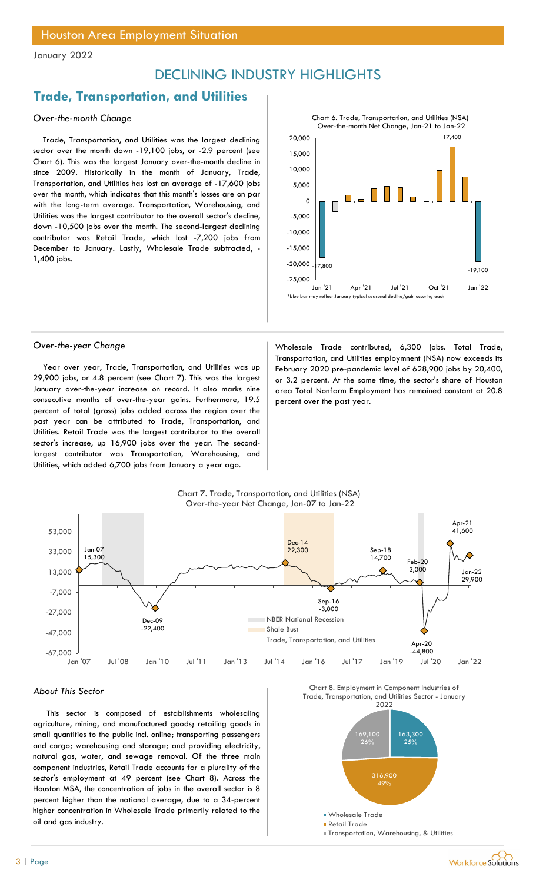Houston Area Employment Situation

January 2022

# DECLINING INDUSTRY HIGHLIGHTS

## Trade, Transportation, and Utilities

### *Over-the-month Change*

Trade, Transportation, and Utilities was the largest declining sector over the month down -19,100 jobs, or -2.9 percent (see Chart 6). This was the largest January over-the-month decline in since 2009. Historically in the month of January, Trade, Transportation, and Utilities has lost an average of -17,600 jobs over the month, which indicates that this month's losses are on par with the long-term average. Transportation, Warehousing, and Utilities was the largest contributor to the overall sector's decline, down -10,500 jobs over the month. The second-largest declining contributor was Retail Trade, which lost -7,200 jobs from December to January. Lastly, Wholesale Trade subtracted, -1,400 jobs.

Chart 6. Trade, Transportation, and Utilities (NSA) Over-the-month Net Change, Jan-21 to Jan-22

*blue bar may reflect January typical seasonal decline/gain occuring each

### *Over-the-year Change*

Year over year, Trade, Transportation, and Utilities was up 29,900 jobs, or 4.8 percent (see Chart 7). This was the largest January over-the-year increase on record. It also marks nine consecutive months of over-the-year gains. Furthermore, 19.5 percent of total (gross) jobs added across the region over the past year can be attributed to Trade, Transportation, and Utilities. Retail Trade was the largest contributor to the overall sector's increase, up 16,900 jobs over the year. The second-largest contributor was Transportation, Warehousing, and Utilities, which added 6,700 jobs from January a year ago. Wholesale Trade contributed, 6,300 jobs. Total Trade, Transportation, and Utilities employmnent (NSA) now exceeds its February 2020 pre-pandemic level of 628,900 jobs by 20,400, or 3.2 percent. At the same time, the sector's share of Houston area Total Nonfarm Employment has remained constant at 20.8 percent over the past year.

Chart 7. Trade, Transportation, and Utilities (NSA) Over-the-year Net Change, Jan-07 to Jan-22

### *About This Sector*

This sector is composed of establishments wholesaling agriculture, mining, and manufactured goods; retailing goods in small quantities to the public incl. online; transporting passengers and cargo; warehousing and storage; and providing electricity, natural gas, water, and sewage removal. Of the three main component industries, Retail Trade accounts for a plurality of the sector's employment at 49 percent (see Chart 8). Across the Houston MSA, the concentration of jobs in the overall sector is 8 percent higher than the national average, due to a 34-percent higher concentration in Wholesale Trade primarily related to the oil and gas industry.

Chart 8. Employment in Component Industries of Trade, Transportation, and Utilities Sector - January 2022

| Component | Employment | Share |
|---|---|---|
| Wholesale Trade | 163,300 | 25% |
| Retail Trade | 316,900 | 49% |
| Transportation, Warehousing, & Utilities | 169,100 | 26% |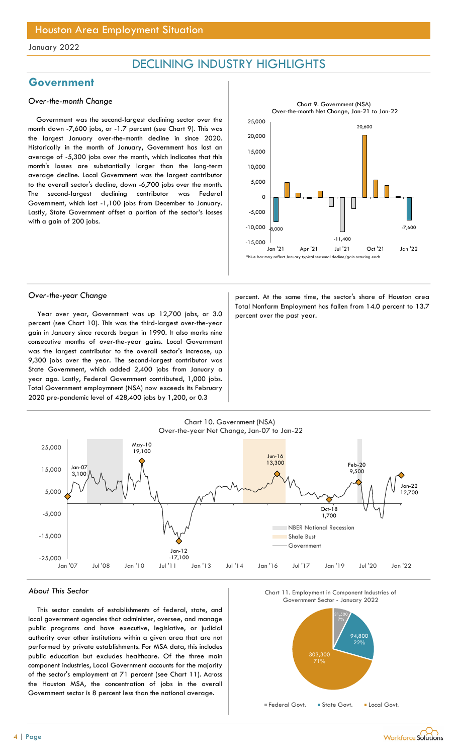# DECLINING INDUSTRY HIGHLIGHTS

## Government

### *Over-the-month Change*

Government was the second-largest declining sector over the month down -7,600 jobs, or -1.7 percent (see Chart 9). This was the largest January over-the-month decline in since 2020. Historically in the month of January, Government has lost an average of -5,300 jobs over the month, which indicates that this month's losses are substantially larger than the long-term average decline. Local Government was the largest contributor to the overall sector's decline, down -6,700 jobs over the month. The second-largest declining contributor was Federal Government, which lost -1,100 jobs from December to January. Lastly, State Government offset a portion of the sector's losses with a gain of 200 jobs.

Chart 9. Government (NSA) Over-the-month Net Change, Jan-21 to Jan-22

*blue bar may reflect January typical seasonal decline/gain occuring each

### *Over-the-year Change*

Year over year, Government was up 12,700 jobs, or 3.0 percent (see Chart 10). This was the third-largest over-the-year gain in January since records began in 1990. It also marks nine consecutive months of over-the-year gains. Local Government was the largest contributor to the overall sector's increase, up 9,300 jobs over the year. The second-largest contributor was State Government, which added 2,400 jobs from January a year ago. Lastly, Federal Government contributed, 1,000 jobs. Total Government employmnent (NSA) now exceeds its February 2020 pre-pandemic level of 428,400 jobs by 1,200, or 0.3 percent. At the same time, the sector's share of Houston area Total Nonfarm Employment has fallen from 14.0 percent to 13.7 percent over the past year.

Chart 10. Government (NSA) Over-the-year Net Change, Jan-07 to Jan-22

### *About This Sector*

This sector consists of establishments of federal, state, and local government agencies that administer, oversee, and manage public programs and have executive, legislative, or judicial authority over other institutions within a given area that are not performed by private establishments. For MSA data, this includes public education but excludes healthcare. Of the three main component industries, Local Government accounts for the majority of the sector's employment at 71 percent (see Chart 11). Across the Houston MSA, the concentration of jobs in the overall Government sector is 8 percent less than the national average.

Chart 11. Employment in Component Industries of Government Sector - January 2022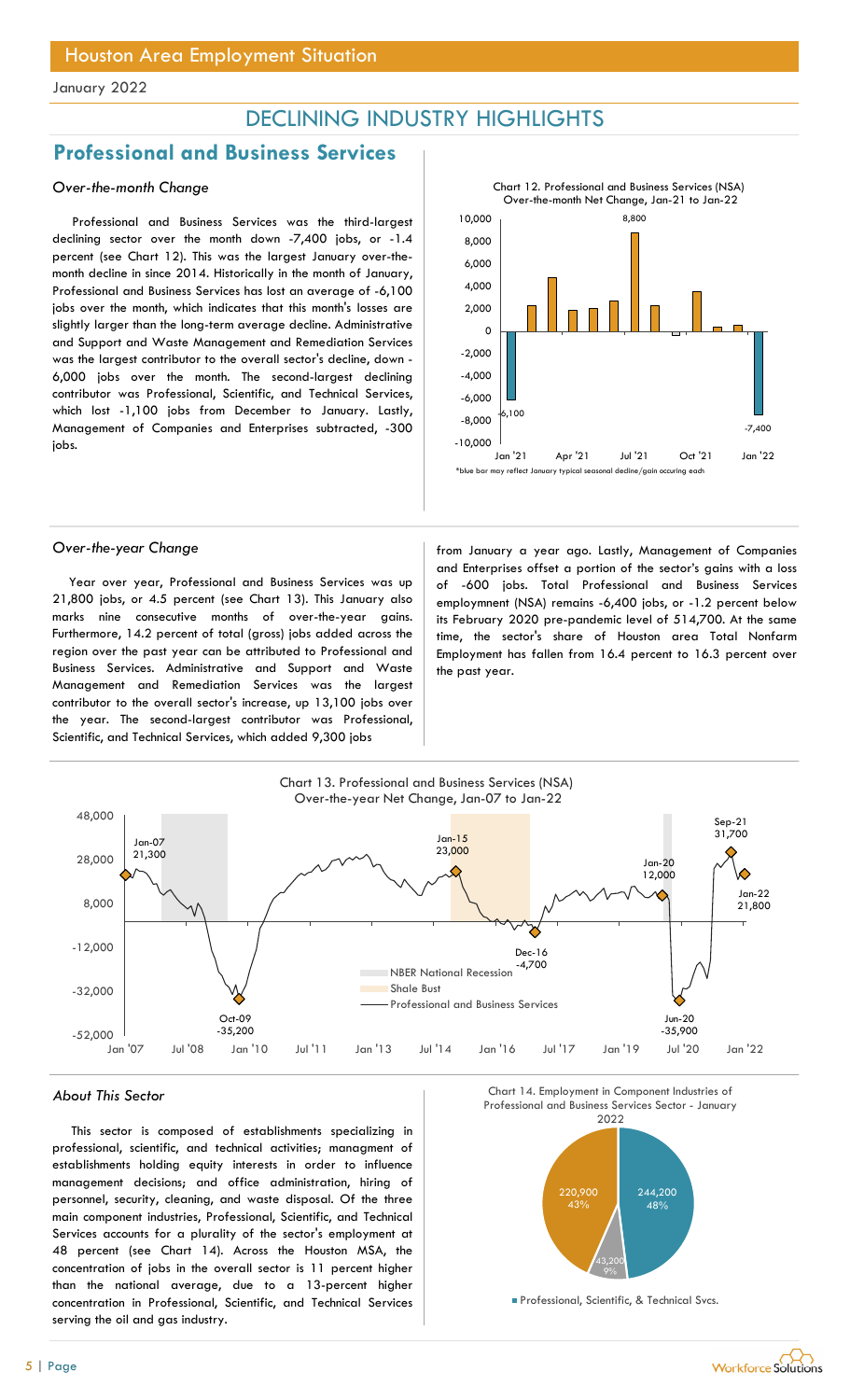# Houston Area Employment Situation

January 2022

## DECLINING INDUSTRY HIGHLIGHTS

## Professional and Business Services

### *Over-the-month Change*

Professional and Business Services was the third-largest declining sector over the month down -7,400 jobs, or -1.4 percent (see Chart 12). This was the largest January over-the-month decline in since 2014. Historically in the month of January, Professional and Business Services has lost an average of -6,100 jobs over the month, which indicates that this month's losses are slightly larger than the long-term average decline. Administrative and Support and Waste Management and Remediation Services was the largest contributor to the overall sector's decline, down -6,000 jobs over the month. The second-largest declining contributor was Professional, Scientific, and Technical Services, which lost -1,100 jobs from December to January. Lastly, Management of Companies and Enterprises subtracted, -300 jobs.

Chart 12. Professional and Business Services (NSA) Over-the-month Net Change, Jan-21 to Jan-22

*blue bar may reflect January typical seasonal decline/gain occuring each

### *Over-the-year Change*

Year over year, Professional and Business Services was up 21,800 jobs, or 4.5 percent (see Chart 13). This January also marks nine consecutive months of over-the-year gains. Furthermore, 14.2 percent of total (gross) jobs added across the region over the past year can be attributed to Professional and Business Services. Administrative and Support and Waste Management and Remediation Services was the largest contributor to the overall sector's increase, up 13,100 jobs over the year. The second-largest contributor was Professional, Scientific, and Technical Services, which added 9,300 jobs from January a year ago. Lastly, Management of Companies and Enterprises offset a portion of the sector's gains with a loss of -600 jobs. Total Professional and Business Services employmnent (NSA) remains -6,400 jobs, or -1.2 percent below its February 2020 pre-pandemic level of 514,700. At the same time, the sector's share of Houston area Total Nonfarm Employment has fallen from 16.4 percent to 16.3 percent over the past year.

Chart 13. Professional and Business Services (NSA) Over-the-year Net Change, Jan-07 to Jan-22

### *About This Sector*

This sector is composed of establishments specializing in professional, scientific, and technical activities; managment of establishments holding equity interests in order to influence management decisions; and office administration, hiring of personnel, security, cleaning, and waste disposal. Of the three main component industries, Professional, Scientific, and Technical Services accounts for a plurality of the sector's employment at 48 percent (see Chart 14). Across the Houston MSA, the concentration of jobs in the overall sector is 11 percent higher than the national average, due to a 13-percent higher concentration in Professional, Scientific, and Technical Services serving the oil and gas industry.

Chart 14. Employment in Component Industries of Professional and Business Services Sector - January 2022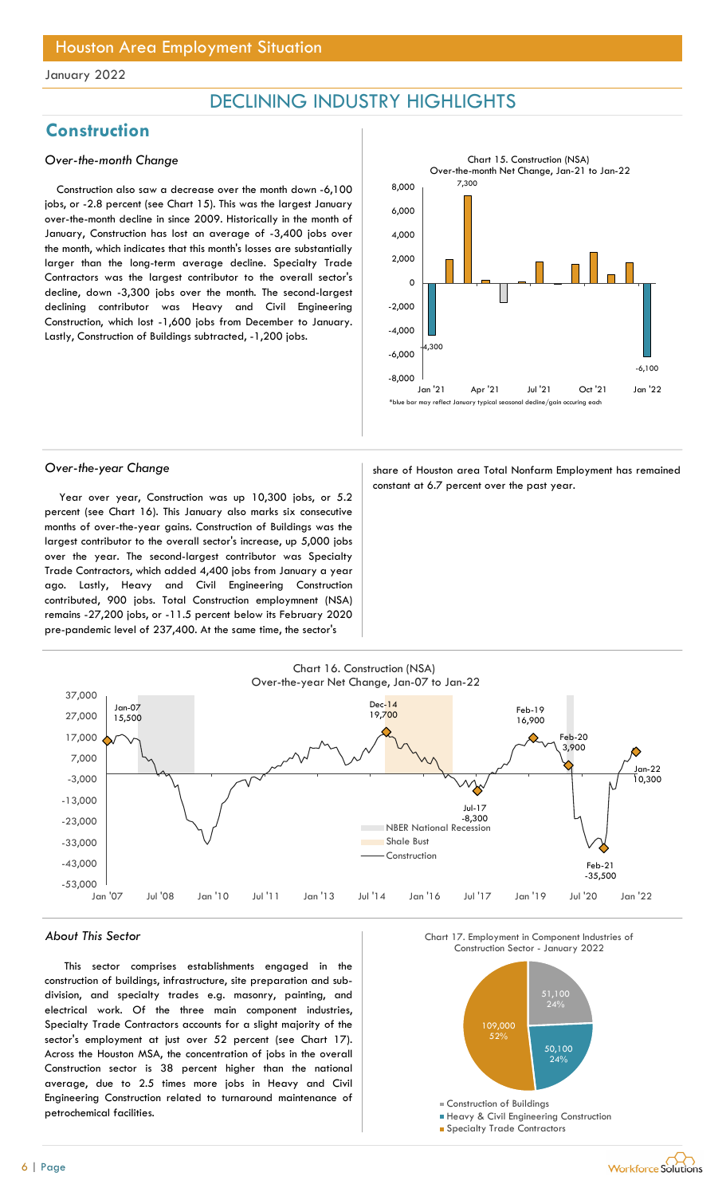# DECLINING INDUSTRY HIGHLIGHTS

## Construction

### *Over-the-month Change*

Construction also saw a decrease over the month down -6,100 jobs, or -2.8 percent (see Chart 15). This was the largest January over-the-month decline in since 2009. Historically in the month of January, Construction has lost an average of -3,400 jobs over the month, which indicates that this month's losses are substantially larger than the long-term average decline. Specialty Trade Contractors was the largest contributor to the overall sector's decline, down -3,300 jobs over the month. The second-largest declining contributor was Heavy and Civil Engineering Construction, which lost -1,600 jobs from December to January. Lastly, Construction of Buildings subtracted, -1,200 jobs.

Chart 15. Construction (NSA) Over-the-month Net Change, Jan-21 to Jan-22

*blue bar may reflect January typical seasonal decline/gain occuring each

### *Over-the-year Change*

Year over year, Construction was up 10,300 jobs, or 5.2 percent (see Chart 16). This January also marks six consecutive months of over-the-year gains. Construction of Buildings was the largest contributor to the overall sector's increase, up 5,000 jobs over the year. The second-largest contributor was Specialty Trade Contractors, which added 4,400 jobs from January a year ago. Lastly, Heavy and Civil Engineering Construction contributed, 900 jobs. Total Construction employmnent (NSA) remains -27,200 jobs, or -11.5 percent below its February 2020 pre-pandemic level of 237,400. At the same time, the sector's share of Houston area Total Nonfarm Employment has remained constant at 6.7 percent over the past year.

Chart 16. Construction (NSA) Over-the-year Net Change, Jan-07 to Jan-22

### *About This Sector*

This sector comprises establishments engaged in the construction of buildings, infrastructure, site preparation and sub-division, and specialty trades e.g. masonry, painting, and electrical work. Of the three main component industries, Specialty Trade Contractors accounts for a slight majority of the sector's employment at just over 52 percent (see Chart 17). Across the Houston MSA, the concentration of jobs in the overall Construction sector is 38 percent higher than the national average, due to 2.5 times more jobs in Heavy and Civil Engineering Construction related to turnaround maintenance of petrochemical facilities.

Chart 17. Employment in Component Industries of Construction Sector - January 2022

| Industry | Employment | Share |
|---|---|---|
| Construction of Buildings | 51,100 | 24% |
| Heavy & Civil Engineering Construction | 50,100 | 24% |
| Specialty Trade Contractors | 109,000 | 52% |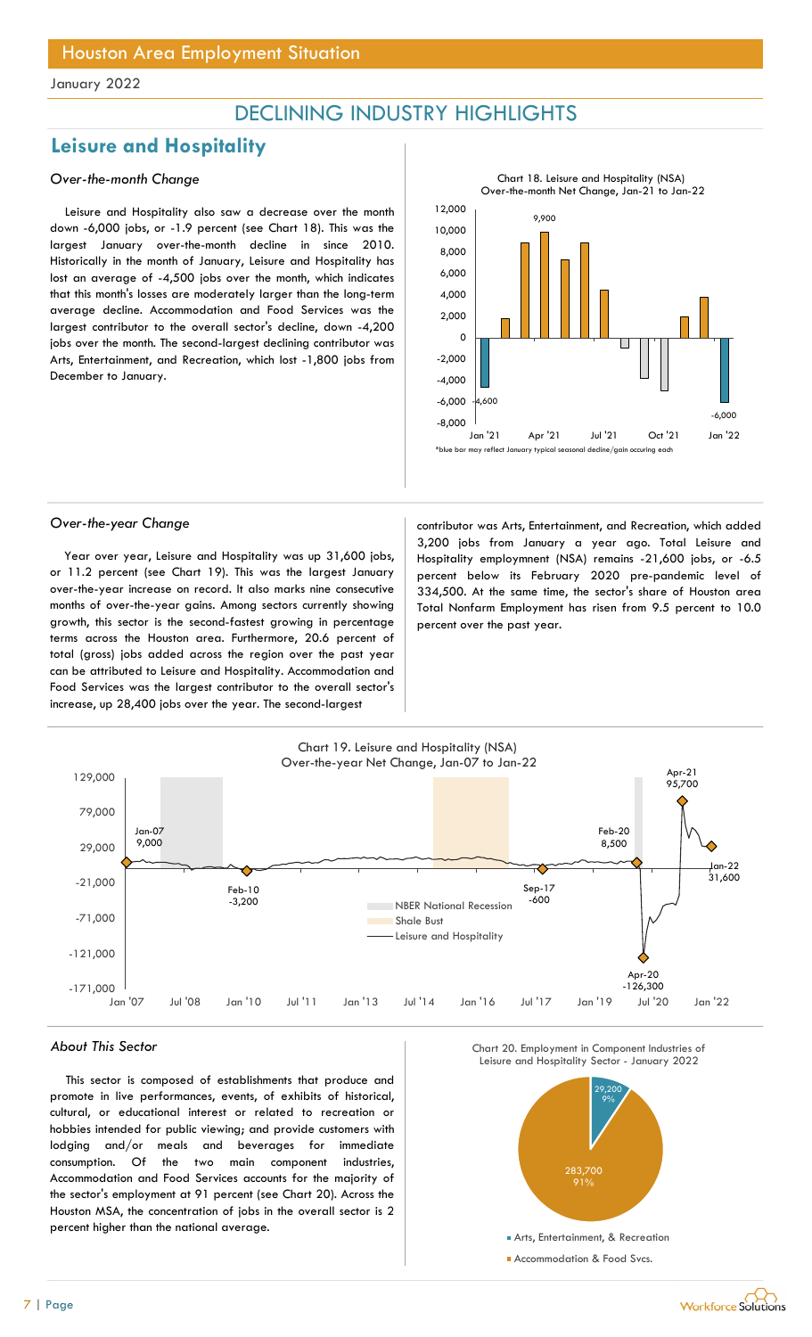# Houston Area Employment Situation

January 2022

## DECLINING INDUSTRY HIGHLIGHTS

## Leisure and Hospitality

### *Over-the-month Change*

Leisure and Hospitality also saw a decrease over the month down -6,000 jobs, or -1.9 percent (see Chart 18). This was the largest January over-the-month decline in since 2010. Historically in the month of January, Leisure and Hospitality has lost an average of -4,500 jobs over the month, which indicates that this month's losses are moderately larger than the long-term average decline. Accommodation and Food Services was the largest contributor to the overall sector's decline, down -4,200 jobs over the month. The second-largest declining contributor was Arts, Entertainment, and Recreation, which lost -1,800 jobs from December to January.

Chart 18. Leisure and Hospitality (NSA) Over-the-month Net Change, Jan-21 to Jan-22

*blue bar may reflect January typical seasonal decline/gain occuring each

### *Over-the-year Change*

Year over year, Leisure and Hospitality was up 31,600 jobs, or 11.2 percent (see Chart 19). This was the largest January over-the-year increase on record. It also marks nine consecutive months of over-the-year gains. Among sectors currently showing growth, this sector is the second-fastest growing in percentage terms across the Houston area. Furthermore, 20.6 percent of total (gross) jobs added across the region over the past year can be attributed to Leisure and Hospitality. Accommodation and Food Services was the largest contributor to the overall sector's increase, up 28,400 jobs over the year. The second-largest contributor was Arts, Entertainment, and Recreation, which added 3,200 jobs from January a year ago. Total Leisure and Hospitality employment (NSA) remains -21,600 jobs, or -6.5 percent below its February 2020 pre-pandemic level of 334,500. At the same time, the sector's share of Houston area Total Nonfarm Employment has risen from 9.5 percent to 10.0 percent over the past year.

Chart 19. Leisure and Hospitality (NSA) Over-the-year Net Change, Jan-07 to Jan-22

### *About This Sector*

This sector is composed of establishments that produce and promote in live performances, events, of exhibits of historical, cultural, or educational interest or related to recreation or hobbies intended for public viewing; and provide customers with lodging and/or meals and beverages for immediate consumption. Of the two main component industries, Accommodation and Food Services accounts for the majority of the sector's employment at 91 percent (see Chart 20). Across the Houston MSA, the concentration of jobs in the overall sector is 2 percent higher than the national average.

Chart 20. Employment in Component Industries of Leisure and Hospitality Sector - January 2022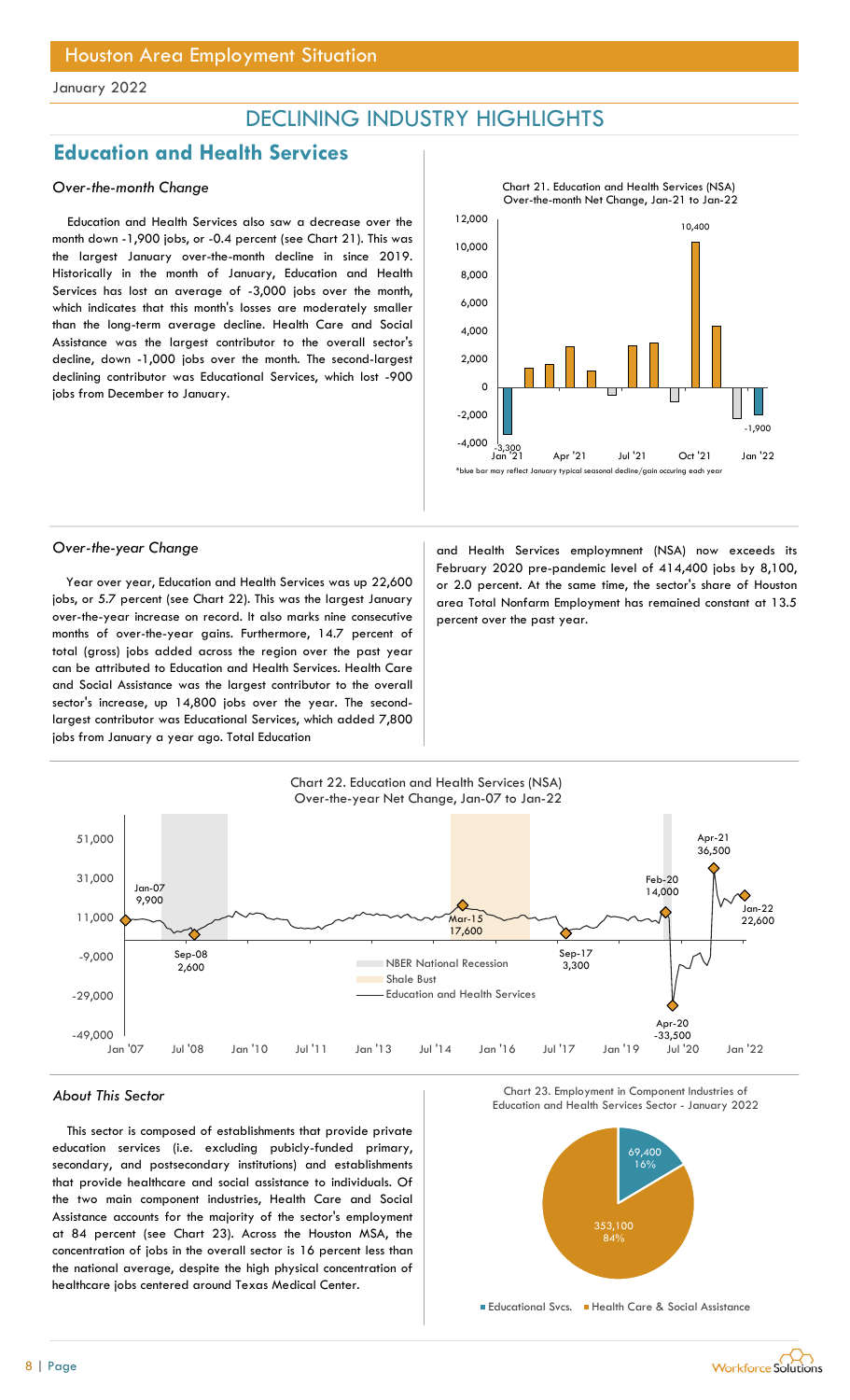# Houston Area Employment Situation

January 2022

## DECLINING INDUSTRY HIGHLIGHTS

## Education and Health Services

### *Over-the-month Change*

Education and Health Services also saw a decrease over the month down -1,900 jobs, or -0.4 percent (see Chart 21). This was the largest January over-the-month decline in since 2019. Historically in the month of January, Education and Health Services has lost an average of -3,000 jobs over the month, which indicates that this month's losses are moderately smaller than the long-term average decline. Health Care and Social Assistance was the largest contributor to the overall sector's decline, down -1,000 jobs over the month. The second-largest declining contributor was Educational Services, which lost -900 jobs from December to January.

Chart 21. Education and Health Services (NSA) Over-the-month Net Change, Jan-21 to Jan-22

*blue bar may reflect January typical seasonal decline/gain occuring each year

### *Over-the-year Change*

Year over year, Education and Health Services was up 22,600 jobs, or 5.7 percent (see Chart 22). This was the largest January over-the-year increase on record. It also marks nine consecutive months of over-the-year gains. Furthermore, 14.7 percent of total (gross) jobs added across the region over the past year can be attributed to Education and Health Services. Health Care and Social Assistance was the largest contributor to the overall sector's increase, up 14,800 jobs over the year. The second-largest contributor was Educational Services, which added 7,800 jobs from January a year ago. Total Education and Health Services employmnent (NSA) now exceeds its February 2020 pre-pandemic level of 414,400 jobs by 8,100, or 2.0 percent. At the same time, the sector's share of Houston area Total Nonfarm Employment has remained constant at 13.5 percent over the past year.

Chart 22. Education and Health Services (NSA) Over-the-year Net Change, Jan-07 to Jan-22

### *About This Sector*

This sector is composed of establishments that provide private education services (i.e. excluding pubicly-funded primary, secondary, and postsecondary institutions) and establishments that provide healthcare and social assistance to individuals. Of the two main component industries, Health Care and Social Assistance accounts for the majority of the sector's employment at 84 percent (see Chart 23). Across the Houston MSA, the concentration of jobs in the overall sector is 16 percent less than the national average, despite the high physical concentration of healthcare jobs centered around Texas Medical Center.

Chart 23. Employment in Component Industries of Education and Health Services Sector - January 2022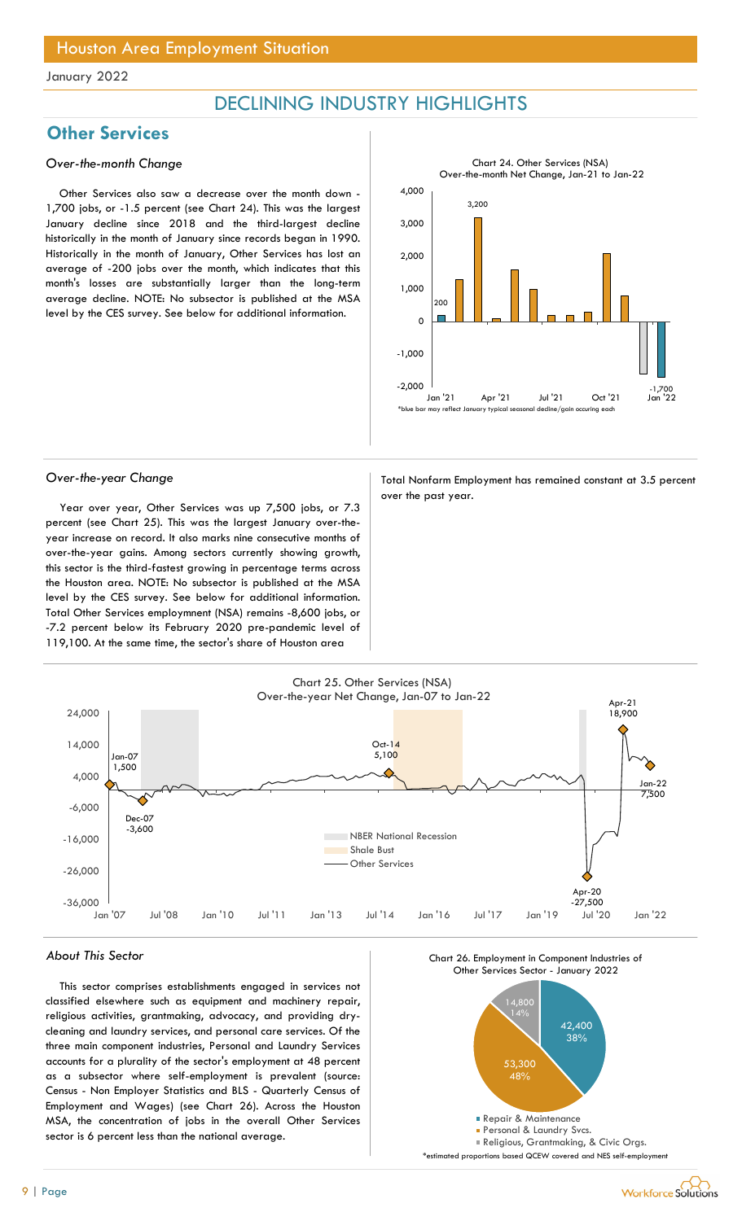# DECLINING INDUSTRY HIGHLIGHTS

## Other Services

### *Over-the-month Change*

Other Services also saw a decrease over the month down -1,700 jobs, or -1.5 percent (see Chart 24). This was the largest January decline since 2018 and the third-largest decline historically in the month of January since records began in 1990. Historically in the month of January, Other Services has lost an average of -200 jobs over the month, which indicates that this month's losses are substantially larger than the long-term average decline. NOTE: No subsector is published at the MSA level by the CES survey. See below for additional information.

Chart 24. Other Services (NSA) Over-the-month Net Change, Jan-21 to Jan-22

*blue bar may reflect January typical seasonal decline/gain occuring each

### *Over-the-year Change*

Year over year, Other Services was up 7,500 jobs, or 7.3 percent (see Chart 25). This was the largest January over-the-year increase on record. It also marks nine consecutive months of over-the-year gains. Among sectors currently showing growth, this sector is the third-fastest growing in percentage terms across the Houston area. NOTE: No subsector is published at the MSA level by the CES survey. See below for additional information. Total Other Services employmnent (NSA) remains -8,600 jobs, or -7.2 percent below its February 2020 pre-pandemic level of 119,100. At the same time, the sector's share of Houston area Total Nonfarm Employment has remained constant at 3.5 percent over the past year.

Chart 25. Other Services (NSA) Over-the-year Net Change, Jan-07 to Jan-22

### *About This Sector*

This sector comprises establishments engaged in services not classified elsewhere such as equipment and machinery repair, religious activities, grantmaking, advocacy, and providing dry-cleaning and laundry services, and personal care services. Of the three main component industries, Personal and Laundry Services accounts for a plurality of the sector's employment at 48 percent as a subsector where self-employment is prevalent (source: Census - Non Employer Statistics and BLS - Quarterly Census of Employment and Wages) (see Chart 26). Across the Houston MSA, the concentration of jobs in the overall Other Services sector is 6 percent less than the national average.

Chart 26. Employment in Component Industries of Other Services Sector - January 2022

*estimated proportions based QCEW covered and NES self-employment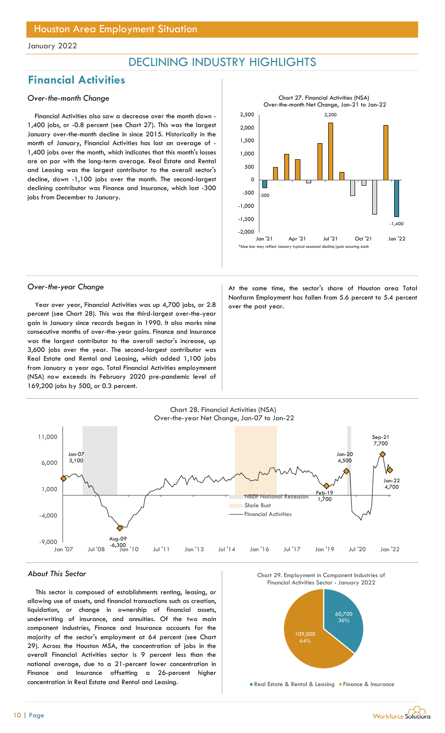# Houston Area Employment Situation

January 2022

## DECLINING INDUSTRY HIGHLIGHTS

## Financial Activities

### *Over-the-month Change*

Financial Activities also saw a decrease over the month down -1,400 jobs, or -0.8 percent (see Chart 27). This was the largest January over-the-month decline in since 2015. Historically in the month of January, Financial Activities has lost an average of -1,400 jobs over the month, which indicates that this month's losses are on par with the long-term average. Real Estate and Rental and Leasing was the largest contributor to the overall sector's decline, down -1,100 jobs over the month. The second-largest declining contributor was Finance and Insurance, which lost -300 jobs from December to January.

Chart 27. Financial Activities (NSA) Over-the-month Net Change, Jan-21 to Jan-22

*blue bar may reflect January typical seasonal decline/gain occuring each

### *Over-the-year Change*

Year over year, Financial Activities was up 4,700 jobs, or 2.8 percent (see Chart 28). This was the third-largest over-the-year gain in January since records began in 1990. It also marks nine consecutive months of over-the-year gains. Finance and Insurance was the largest contributor to the overall sector's increase, up 3,600 jobs over the year. The second-largest contributor was Real Estate and Rental and Leasing, which added 1,100 jobs from January a year ago. Total Financial Activities employmnent (NSA) now exceeds its February 2020 pre-pandemic level of 169,200 jobs by 500, or 0.3 percent.

At the same time, the sector's share of Houston area Total Nonfarm Employment has fallen from 5.6 percent to 5.4 percent over the past year.

Chart 28. Financial Activities (NSA) Over-the-year Net Change, Jan-07 to Jan-22

### *About This Sector*

This sector is composed of establishments renting, leasing, or allowing use of assets, and financial transactions such as creation, liquidation, or change in ownership of financial assets, underwriting of insurance, and annuities. Of the two main component industries, Finance and Insurance accounts for the majority of the sector's employment at 64 percent (see Chart 29). Across the Houston MSA, the concentration of jobs in the overall Financial Activities sector is 9 percent less than the national average, due to a 21-percent lower concentration in Finance and Insurance offsetting a 26-percent higher concentration in Real Estate and Rental and Leasing.

Chart 29. Employment in Component Industries of Financial Activities Sector - January 2022

| Component Industry | Employment | Share |
|---|---|---|
| Real Estate & Rental & Leasing | 60,700 | 36% |
| Finance & Insurance | 109,000 | 64% |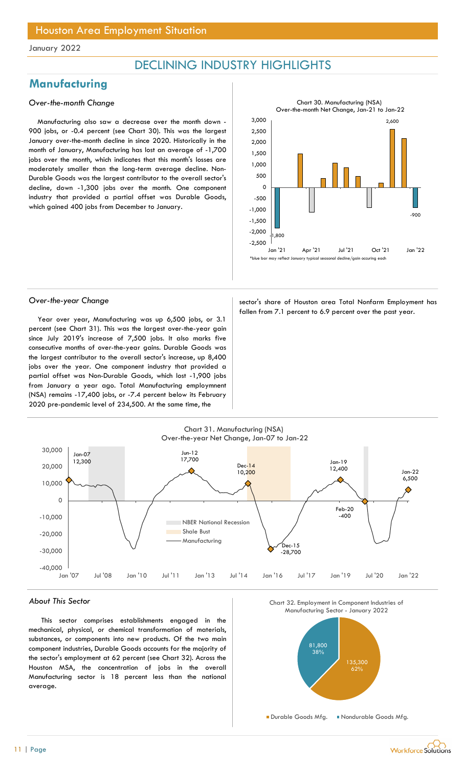# Houston Area Employment Situation

January 2022

## DECLINING INDUSTRY HIGHLIGHTS

## Manufacturing

### *Over-the-month Change*

Manufacturing also saw a decrease over the month down -900 jobs, or -0.4 percent (see Chart 30). This was the largest January over-the-month decline in since 2020. Historically in the month of January, Manufacturing has lost an average of -1,700 jobs over the month, which indicates that this month's losses are moderately smaller than the long-term average decline. Non-Durable Goods was the largest contributor to the overall sector's decline, down -1,300 jobs over the month. One component industry that provided a partial offset was Durable Goods, which gained 400 jobs from December to January.

Chart 30. Manufacturing (NSA) Over-the-month Net Change, Jan-21 to Jan-22

*blue bar may reflect January typical seasonal decline/gain occuring each

### *Over-the-year Change*

Year over year, Manufacturing was up 6,500 jobs, or 3.1 percent (see Chart 31). This was the largest over-the-year gain since July 2019's increase of 7,500 jobs. It also marks five consecutive months of over-the-year gains. Durable Goods was the largest contributor to the overall sector's increase, up 8,400 jobs over the year. One component industry that provided a partial offset was Non-Durable Goods, which lost -1,900 jobs from January a year ago. Total Manufacturing employmnent (NSA) remains -17,400 jobs, or -7.4 percent below its February 2020 pre-pandemic level of 234,500. At the same time, the sector's share of Houston area Total Nonfarm Employment has fallen from 7.1 percent to 6.9 percent over the past year.

Chart 31. Manufacturing (NSA) Over-the-year Net Change, Jan-07 to Jan-22

### *About This Sector*

This sector comprises establishments engaged in the mechanical, physical, or chemical transformation of materials, substances, or components into new products. Of the two main component industries, Durable Goods accounts for the majority of the sector's employment at 62 percent (see Chart 32). Across the Houston MSA, the concentration of jobs in the overall Manufacturing sector is 18 percent less than the national average.

Chart 32. Employment in Component Industries of Manufacturing Sector - January 2022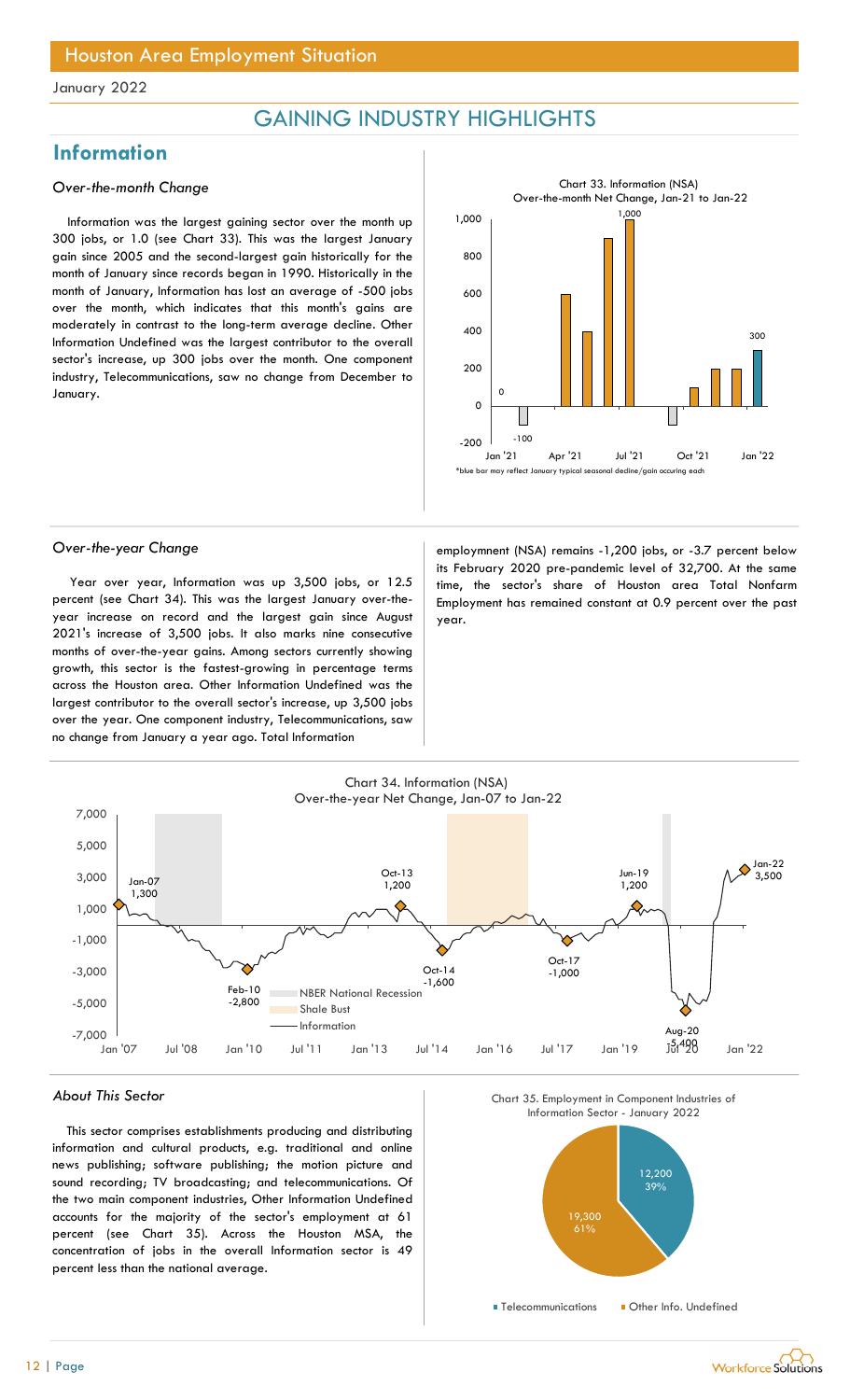## Houston Area Employment Situation

January 2022

# GAINING INDUSTRY HIGHLIGHTS

## Information

### *Over-the-month Change*

Information was the largest gaining sector over the month up 300 jobs, or 1.0 (see Chart 33). This was the largest January gain since 2005 and the second-largest gain historically for the month of January since records began in 1990. Historically in the month of January, Information has lost an average of -500 jobs over the month, which indicates that this month's gains are moderately in contrast to the long-term average decline. Other Information Undefined was the largest contributor to the overall sector's increase, up 300 jobs over the month. One component industry, Telecommunications, saw no change from December to January.

Chart 33. Information (NSA) Over-the-month Net Change, Jan-21 to Jan-22

*blue bar may reflect January typical seasonal decline/gain occuring each

### *Over-the-year Change*

Year over year, Information was up 3,500 jobs, or 12.5 percent (see Chart 34). This was the largest January over-the-year increase on record and the largest gain since August 2021's increase of 3,500 jobs. It also marks nine consecutive months of over-the-year gains. Among sectors currently showing growth, this sector is the fastest-growing in percentage terms across the Houston area. Other Information Undefined was the largest contributor to the overall sector's increase, up 3,500 jobs over the year. One component industry, Telecommunications, saw no change from January a year ago. Total Information employmnent (NSA) remains -1,200 jobs, or -3.7 percent below its February 2020 pre-pandemic level of 32,700. At the same time, the sector's share of Houston area Total Nonfarm Employment has remained constant at 0.9 percent over the past year.

Chart 34. Information (NSA) Over-the-year Net Change, Jan-07 to Jan-22

### *About This Sector*

This sector comprises establishments producing and distributing information and cultural products, e.g. traditional and online news publishing; software publishing; the motion picture and sound recording; TV broadcasting; and telecommunications. Of the two main component industries, Other Information Undefined accounts for the majority of the sector's employment at 61 percent (see Chart 35). Across the Houston MSA, the concentration of jobs in the overall Information sector is 49 percent less than the national average.

Chart 35. Employment in Component Industries of Information Sector - January 2022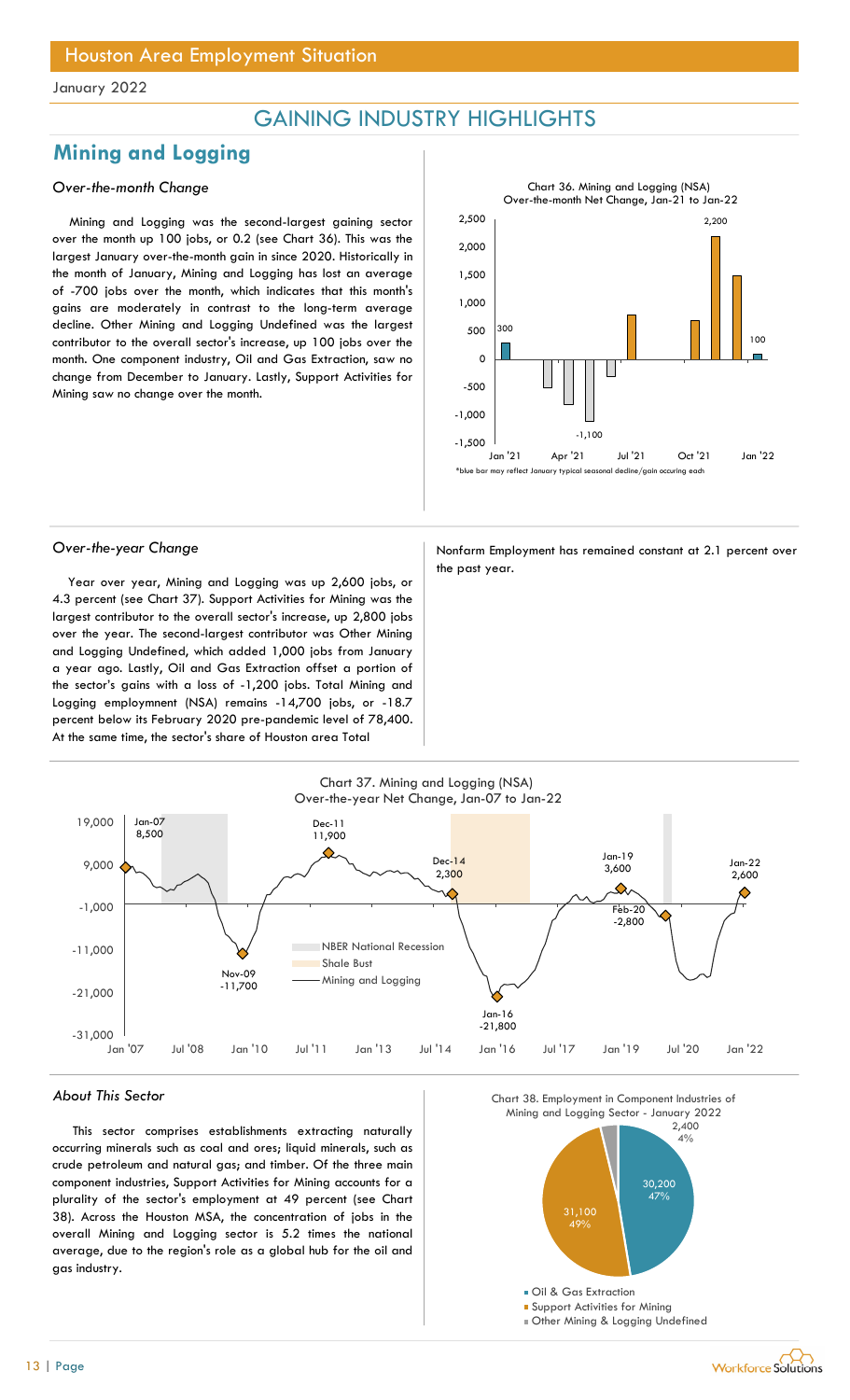# GAINING INDUSTRY HIGHLIGHTS

## Mining and Logging

### *Over-the-month Change*

Mining and Logging was the second-largest gaining sector over the month up 100 jobs, or 0.2 (see Chart 36). This was the largest January over-the-month gain in since 2020. Historically in the month of January, Mining and Logging has lost an average of -700 jobs over the month, which indicates that this month's gains are moderately in contrast to the long-term average decline. Other Mining and Logging Undefined was the largest contributor to the overall sector's increase, up 100 jobs over the month. One component industry, Oil and Gas Extraction, saw no change from December to January. Lastly, Support Activities for Mining saw no change over the month.

Chart 36. Mining and Logging (NSA) Over-the-month Net Change, Jan-21 to Jan-22

*blue bar may reflect January typical seasonal decline/gain occuring each

### *Over-the-year Change*

Year over year, Mining and Logging was up 2,600 jobs, or 4.3 percent (see Chart 37). Support Activities for Mining was the largest contributor to the overall sector's increase, up 2,800 jobs over the year. The second-largest contributor was Other Mining and Logging Undefined, which added 1,000 jobs from January a year ago. Lastly, Oil and Gas Extraction offset a portion of the sector's gains with a loss of -1,200 jobs. Total Mining and Logging employmnent (NSA) remains -14,700 jobs, or -18.7 percent below its February 2020 pre-pandemic level of 78,400. At the same time, the sector's share of Houston area Total Nonfarm Employment has remained constant at 2.1 percent over the past year.

Chart 37. Mining and Logging (NSA) Over-the-year Net Change, Jan-07 to Jan-22

### *About This Sector*

This sector comprises establishments extracting naturally occurring minerals such as coal and ores; liquid minerals, such as crude petroleum and natural gas; and timber. Of the three main component industries, Support Activities for Mining accounts for a plurality of the sector's employment at 49 percent (see Chart 38). Across the Houston MSA, the concentration of jobs in the overall Mining and Logging sector is 5.2 times the national average, due to the region's role as a global hub for the oil and gas industry.

Chart 38. Employment in Component Industries of Mining and Logging Sector - January 2022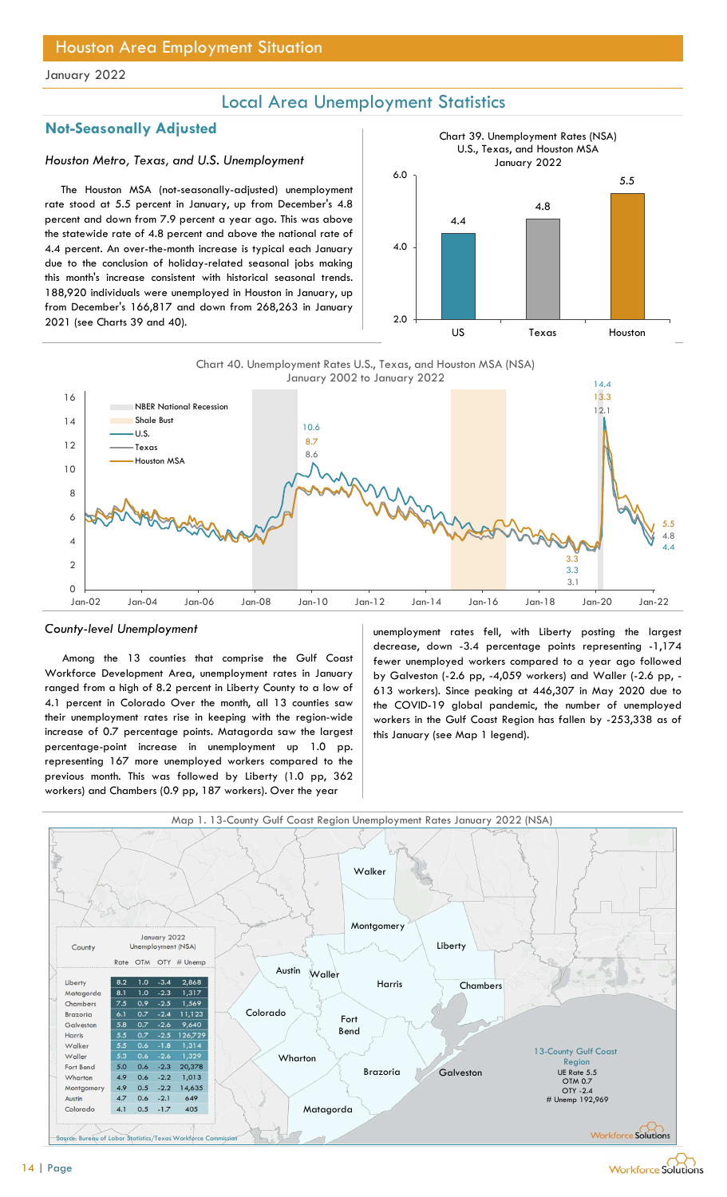## Houston Area Employment Situation

January 2022

# Local Area Unemployment Statistics

## Not-Seasonally Adjusted

### *Houston Metro, Texas, and U.S. Unemployment*

The Houston MSA (not-seasonally-adjusted) unemployment rate stood at 5.5 percent in January, up from December's 4.8 percent and down from 7.9 percent a year ago. This was above the statewide rate of 4.8 percent and above the national rate of 4.4 percent. An over-the-month increase is typical each January due to the conclusion of holiday-related seasonal jobs making this month's increase consistent with historical seasonal trends. 188,920 individuals were unemployed in Houston in January, up from December's 166,817 and down from 268,263 in January 2021 (see Charts 39 and 40).

Chart 39. Unemployment Rates (NSA) U.S., Texas, and Houston MSA January 2022

| | US | Texas | Houston |
|---|---|---|---|
| Rate | 4.4 | 4.8 | 5.5 |

Chart 40. Unemployment Rates U.S., Texas, and Houston MSA (NSA) January 2002 to January 2022

### *County-level Unemployment*

Among the 13 counties that comprise the Gulf Coast Workforce Development Area, unemployment rates in January ranged from a high of 8.2 percent in Liberty County to a low of 4.1 percent in Colorado Over the month, all 13 counties saw their unemployment rates rise in keeping with the region-wide increase of 0.7 percentage points. Matagorda saw the largest percentage-point increase in unemployment up 1.0 pp. representing 167 more unemployed workers compared to the previous month. This was followed by Liberty (1.0 pp, 362 workers) and Chambers (0.9 pp, 187 workers). Over the year unemployment rates fell, with Liberty posting the largest decrease, down -3.4 percentage points representing -1,174 fewer unemployed workers compared to a year ago followed by Galveston (-2.6 pp, -4,059 workers) and Waller (-2.6 pp, -613 workers). Since peaking at 446,307 in May 2020 due to the COVID-19 global pandemic, the number of unemployed workers in the Gulf Coast Region has fallen by -253,338 as of this January (see Map 1 legend).

Map 1. 13-County Gulf Coast Region Unemployment Rates January 2022 (NSA)

| County | January 2022 Unemployment (NSA) | | | |
|---|---|---|---|---|
| | Rate | OTM | OTY | # Unemp |
| Liberty | 8.2 | 1.0 | -3.4 | 2,868 |
| Matagorda | 8.1 | 1.0 | -2.3 | 1,317 |
| Chambers | 7.5 | 0.9 | -2.5 | 1,569 |
| Brazoria | 6.1 | 0.7 | -2.4 | 11,123 |
| Galveston | 5.8 | 0.7 | -2.6 | 9,640 |
| Harris | 5.5 | 0.7 | -2.5 | 126,729 |
| Walker | 5.5 | 0.6 | -1.8 | 1,314 |
| Waller | 5.3 | 0.6 | -2.6 | 1,329 |
| Fort Bend | 5.0 | 0.6 | -2.3 | 20,378 |
| Wharton | 4.9 | 0.6 | -2.2 | 1,013 |
| Montgomery | 4.9 | 0.5 | -2.2 | 14,635 |
| Austin | 4.7 | 0.6 | -2.1 | 649 |
| Colorado | 4.1 | 0.5 | -1.7 | 405 |

13-County Gulf Coast Region
UE Rate 5.5
OTM 0.7
OTY -2.4
# Unemp 192,969

Source: Bureau of Labor Statistics/Texas Workforce Commission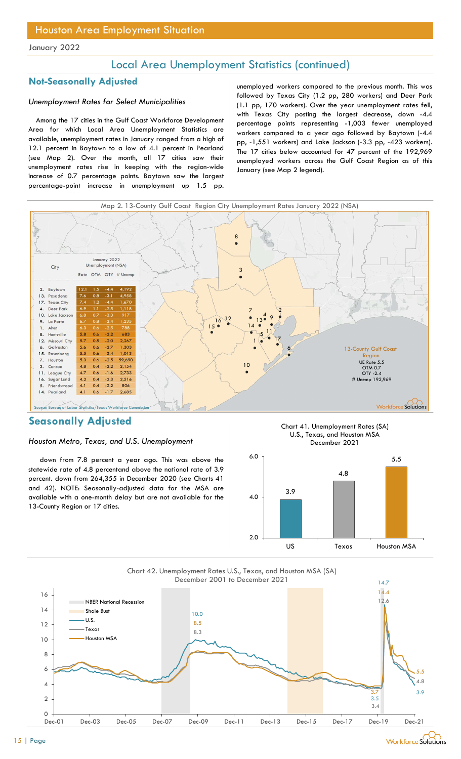# Houston Area Employment Situation

January 2022

## Local Area Unemployment Statistics (continued)

### Not-Seasonally Adjusted

*Unemployment Rates for Select Municipalities*

Among the 17 cities in the Gulf Coast Workforce Development Area for which Local Area Unemployment Statistics are available, unemployment rates in January ranged from a high of 12.1 percent in Baytown to a low of 4.1 percent in Pearland (see Map 2). Over the month, all 17 cities saw their unemployment rates rise in keeping with the region-wide increase of 0.7 percentage points. Baytown saw the largest percentage-point increase in unemployment up 1.5 pp. unemployed workers compared to the previous month. This was followed by Texas City (1.2 pp, 280 workers) and Deer Park (1.1 pp, 170 workers). Over the year unemployment rates fell, with Texas City posting the largest decrease, down -4.4 percentage points representing -1,003 fewer unemployed workers compared to a year ago followed by Baytown (-4.4 pp, -1,551 workers) and Lake Jackson (-3.3 pp, -423 workers). The 17 cities below accounted for 47 percent of the 192,969 unemployed workers across the Gulf Coast Region as of this January (see Map 2 legend).

Map 2. 13-County Gulf Coast Region City Unemployment Rates January 2022 (NSA)

| City | Rate | OTM | OTY | # Unemp |
|---|---|---|---|---|
| 2. Baytown | 12.1 | 1.5 | -4.4 | 4,192 |
| 13. Pasadena | 7.6 | 0.8 | -3.1 | 4,958 |
| 17. Texas City | 7.4 | 1.2 | -4.4 | 1,670 |
| 4. Deer Park | 6.9 | 1.1 | -2.5 | 1,118 |
| 10. Lake Jackson | 6.8 | 0.7 | -3.3 | 917 |
| 9. La Porte | 6.7 | 0.8 | -2.4 | 1,235 |
| 1. Alvin | 6.3 | 0.6 | -2.5 | 788 |
| 8. Huntsville | 5.8 | 0.6 | -2.2 | 683 |
| 12. Missouri City | 5.7 | 0.5 | -2.0 | 2,267 |
| 6. Galveston | 5.6 | 0.6 | -2.7 | 1,303 |
| 15. Rosenberg | 5.5 | 0.6 | -2.4 | 1,013 |
| 7. Houston | 5.3 | 0.6 | -2.5 | 59,690 |
| 3. Conroe | 4.8 | 0.4 | -2.2 | 2,154 |
| 11. League City | 4.7 | 0.6 | -1.6 | 2,733 |
| 16. Sugar Land | 4.2 | 0.4 | -2.3 | 2,516 |
| 5. Friendswood | 4.1 | 0.4 | -2.2 | 806 |
| 14. Pearland | 4.1 | 0.6 | -1.7 | 2,685 |

13-County Gulf Coast Region: UE Rate 5.5, OTM 0.7, OTY -2.4, # Unemp 192,969

Source: Bureau of Labor Statistics/Texas Workforce Commission

### Seasonally Adjusted

*Houston Metro, Texas, and U.S. Unemployment*

down from 7.8 percent a year ago. This was above the statewide rate of 4.8 percentand above the national rate of 3.9 percent. down from 264,355 in December 2020 (see Charts 41 and 42). NOTE: Seasonally-adjusted data for the MSA are available with a one-month delay but are not available for the 13-County Region or 17 cities.

Chart 41. Unemployment Rates (SA) U.S., Texas, and Houston MSA December 2021

| | US | Texas | Houston MSA |
|---|---|---|---|
| Unemployment Rate | 3.9 | 4.8 | 5.5 |

Chart 42. Unemployment Rates U.S., Texas, and Houston MSA (SA) December 2001 to December 2021

Legend: NBER National Recession; Shale Bust; U.S.; Texas; Houston MSA. Labeled values: 2009/2010 peak — U.S. 10.0, Houston MSA 8.5, Texas 8.3; pre-2020 lows — Houston MSA 3.7, U.S. 3.5, Texas 3.4; 2020 peak — U.S. 14.7, Houston MSA 14.4, Texas 12.6; Dec-21 — Houston MSA 5.5, Texas 4.8, U.S. 3.9.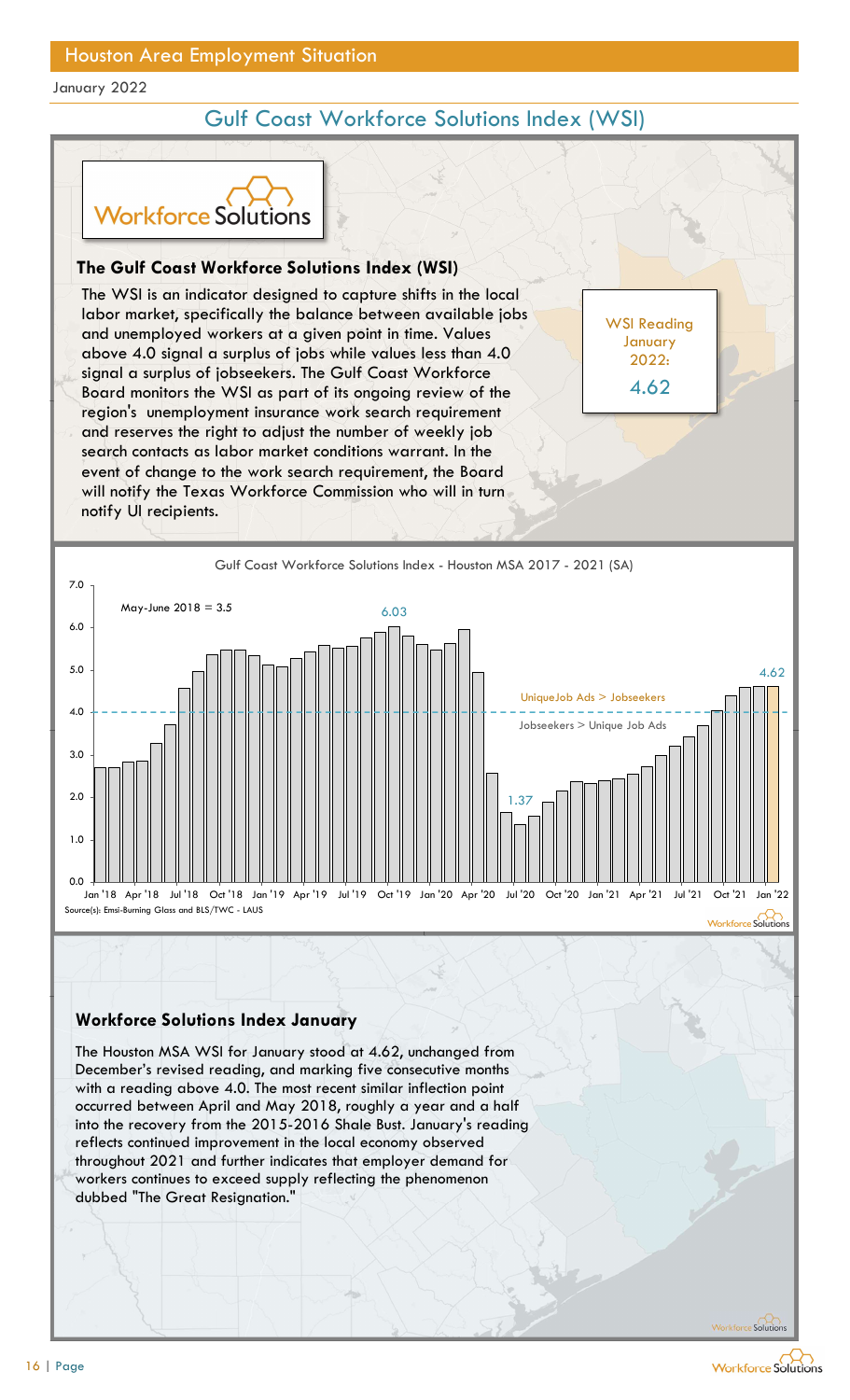## Houston Area Employment Situation

January 2022

# Gulf Coast Workforce Solutions Index (WSI)

### The Gulf Coast Workforce Solutions Index (WSI)

The WSI is an indicator designed to capture shifts in the local labor market, specifically the balance between available jobs and unemployed workers at a given point in time. Values above 4.0 signal a surplus of jobs while values less than 4.0 signal a surplus of jobseekers. The Gulf Coast Workforce Board monitors the WSI as part of its ongoing review of the region's unemployment insurance work search requirement and reserves the right to adjust the number of weekly job search contacts as labor market conditions warrant. In the event of change to the work search requirement, the Board will notify the Texas Workforce Commission who will in turn notify UI recipients.

WSI Reading January 2022: **4.62**

Gulf Coast Workforce Solutions Index - Houston MSA 2017 - 2021 (SA)

May-June 2018 = 3.5

6.03

1.37

4.62

UniqueJob Ads > Jobseekers

Jobseekers > Unique Job Ads

Jan '18 Apr '18 Jul '18 Oct '18 Jan '19 Apr '19 Jul '19 Oct '19 Jan '20 Apr '20 Jul '20 Oct '20 Jan '21 Apr '21 Jul '21 Oct '21 Jan '22

Source(s): Emsi-Burning Glass and BLS/TWC - LAUS

### Workforce Solutions Index January

The Houston MSA WSI for January stood at 4.62, unchanged from December's revised reading, and marking five consecutive months with a reading above 4.0. The most recent similar inflection point occurred between April and May 2018, roughly a year and a half into the recovery from the 2015-2016 Shale Bust. January's reading reflects continued improvement in the local economy observed throughout 2021 and further indicates that employer demand for workers continues to exceed supply reflecting the phenomenon dubbed "The Great Resignation."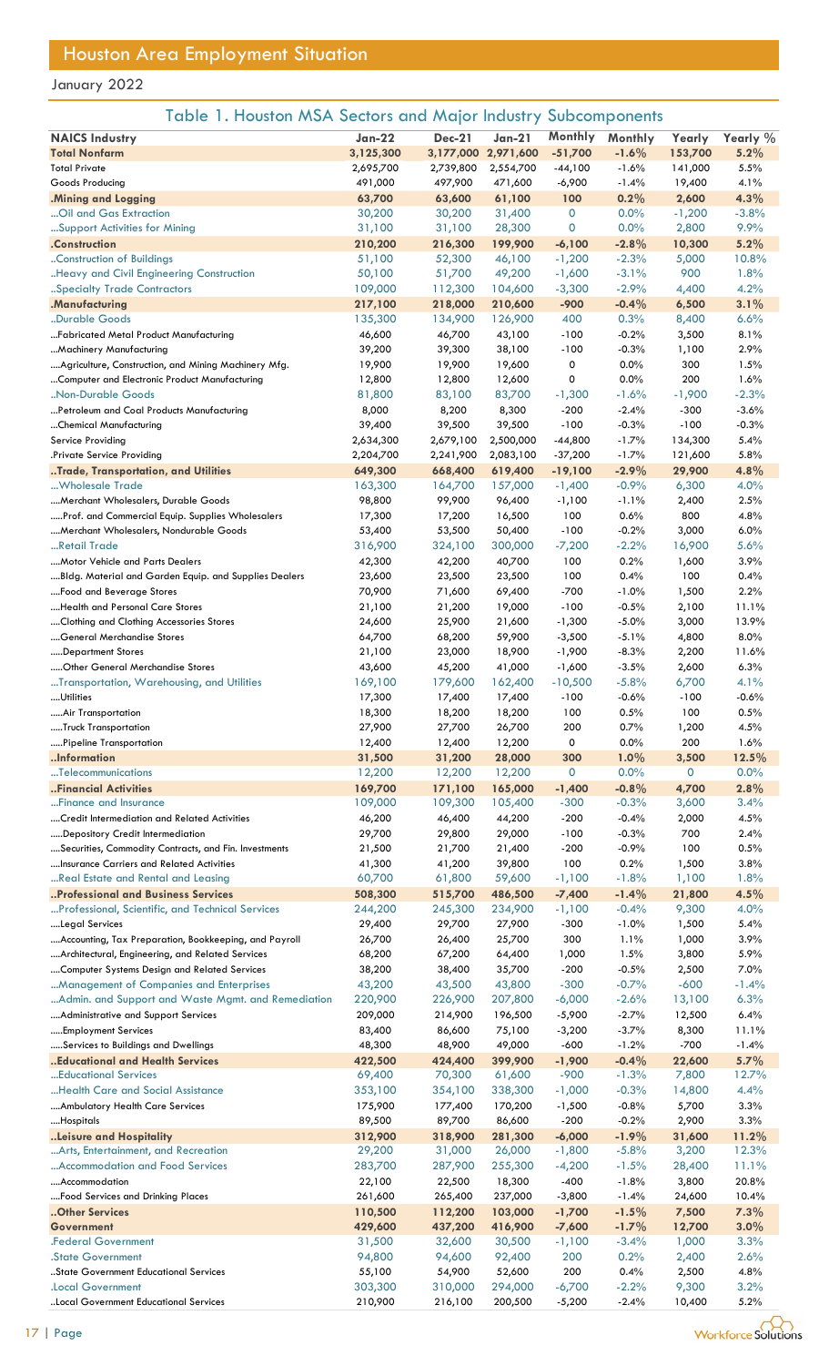# Houston Area Employment Situation

January 2022

## Table 1. Houston MSA Sectors and Major Industry Subcomponents

| NAICS Industry | Jan-22 | Dec-21 | Jan-21 | Monthly | Monthly | Yearly | Yearly % |
|---|---|---|---|---|---|---|---|
| **Total Nonfarm** | **3,125,300** | **3,177,000** | **2,971,600** | **-51,700** | **-1.6%** | **153,700** | **5.2%** |
| Total Private | 2,695,700 | 2,739,800 | 2,554,700 | -44,100 | -1.6% | 141,000 | 5.5% |
| Goods Producing | 491,000 | 497,900 | 471,600 | -6,900 | -1.4% | 19,400 | 4.1% |
| **.Mining and Logging** | **63,700** | **63,600** | **61,100** | **100** | **0.2%** | **2,600** | **4.3%** |
| ...Oil and Gas Extraction | 30,200 | 30,200 | 31,400 | 0 | 0.0% | -1,200 | -3.8% |
| ...Support Activities for Mining | 31,100 | 31,100 | 28,300 | 0 | 0.0% | 2,800 | 9.9% |
| **.Construction** | **210,200** | **216,300** | **199,900** | **-6,100** | **-2.8%** | **10,300** | **5.2%** |
| ..Construction of Buildings | 51,100 | 52,300 | 46,100 | -1,200 | -2.3% | 5,000 | 10.8% |
| ..Heavy and Civil Engineering Construction | 50,100 | 51,700 | 49,200 | -1,600 | -3.1% | 900 | 1.8% |
| ..Specialty Trade Contractors | 109,000 | 112,300 | 104,600 | -3,300 | -2.9% | 4,400 | 4.2% |
| **.Manufacturing** | **217,100** | **218,000** | **210,600** | **-900** | **-0.4%** | **6,500** | **3.1%** |
| ..Durable Goods | 135,300 | 134,900 | 126,900 | 400 | 0.3% | 8,400 | 6.6% |
| ...Fabricated Metal Product Manufacturing | 46,600 | 46,700 | 43,100 | -100 | -0.2% | 3,500 | 8.1% |
| ...Machinery Manufacturing | 39,200 | 39,300 | 38,100 | -100 | -0.3% | 1,100 | 2.9% |
| ....Agriculture, Construction, and Mining Machinery Mfg. | 19,900 | 19,900 | 19,600 | 0 | 0.0% | 300 | 1.5% |
| ...Computer and Electronic Product Manufacturing | 12,800 | 12,800 | 12,600 | 0 | 0.0% | 200 | 1.6% |
| ..Non-Durable Goods | 81,800 | 83,100 | 83,700 | -1,300 | -1.6% | -1,900 | -2.3% |
| ...Petroleum and Coal Products Manufacturing | 8,000 | 8,200 | 8,300 | -200 | -2.4% | -300 | -3.6% |
| ...Chemical Manufacturing | 39,400 | 39,500 | 39,500 | -100 | -0.3% | -100 | -0.3% |
| Service Providing | 2,634,300 | 2,679,100 | 2,500,000 | -44,800 | -1.7% | 134,300 | 5.4% |
| .Private Service Providing | 2,204,700 | 2,241,900 | 2,083,100 | -37,200 | -1.7% | 121,600 | 5.8% |
| **..Trade, Transportation, and Utilities** | **649,300** | **668,400** | **619,400** | **-19,100** | **-2.9%** | **29,900** | **4.8%** |
| ...Wholesale Trade | 163,300 | 164,700 | 157,000 | -1,400 | -0.9% | 6,300 | 4.0% |
| ....Merchant Wholesalers, Durable Goods | 98,800 | 99,900 | 96,400 | -1,100 | -1.1% | 2,400 | 2.5% |
| .....Prof. and Commercial Equip. Supplies Wholesalers | 17,300 | 17,200 | 16,500 | 100 | 0.6% | 800 | 4.8% |
| ....Merchant Wholesalers, Nondurable Goods | 53,400 | 53,500 | 50,400 | -100 | -0.2% | 3,000 | 6.0% |
| ...Retail Trade | 316,900 | 324,100 | 300,000 | -7,200 | -2.2% | 16,900 | 5.6% |
| ....Motor Vehicle and Parts Dealers | 42,300 | 42,200 | 40,700 | 100 | 0.2% | 1,600 | 3.9% |
| ....Bldg. Material and Garden Equip. and Supplies Dealers | 23,600 | 23,500 | 23,500 | 100 | 0.4% | 100 | 0.4% |
| ....Food and Beverage Stores | 70,900 | 71,600 | 69,400 | -700 | -1.0% | 1,500 | 2.2% |
| ....Health and Personal Care Stores | 21,100 | 21,200 | 19,000 | -100 | -0.5% | 2,100 | 11.1% |
| ....Clothing and Clothing Accessories Stores | 24,600 | 25,900 | 21,600 | -1,300 | -5.0% | 3,000 | 13.9% |
| ....General Merchandise Stores | 64,700 | 68,200 | 59,900 | -3,500 | -5.1% | 4,800 | 8.0% |
| .....Department Stores | 21,100 | 23,000 | 18,900 | -1,900 | -8.3% | 2,200 | 11.6% |
| .....Other General Merchandise Stores | 43,600 | 45,200 | 41,000 | -1,600 | -3.5% | 2,600 | 6.3% |
| ...Transportation, Warehousing, and Utilities | 169,100 | 179,600 | 162,400 | -10,500 | -5.8% | 6,700 | 4.1% |
| ....Utilities | 17,300 | 17,400 | 17,400 | -100 | -0.6% | -100 | -0.6% |
| .....Air Transportation | 18,300 | 18,200 | 18,200 | 100 | 0.5% | 100 | 0.5% |
| .....Truck Transportation | 27,900 | 27,700 | 26,700 | 200 | 0.7% | 1,200 | 4.5% |
| .....Pipeline Transportation | 12,400 | 12,400 | 12,200 | 0 | 0.0% | 200 | 1.6% |
| **..Information** | **31,500** | **31,200** | **28,000** | **300** | **1.0%** | **3,500** | **12.5%** |
| ...Telecommunications | 12,200 | 12,200 | 12,200 | 0 | 0.0% | 0 | 0.0% |
| **..Financial Activities** | **169,700** | **171,100** | **165,000** | **-1,400** | **-0.8%** | **4,700** | **2.8%** |
| ...Finance and Insurance | 109,000 | 109,300 | 105,400 | -300 | -0.3% | 3,600 | 3.4% |
| ....Credit Intermediation and Related Activities | 46,200 | 46,400 | 44,200 | -200 | -0.4% | 2,000 | 4.5% |
| .....Depository Credit Intermediation | 29,700 | 29,800 | 29,000 | -100 | -0.3% | 700 | 2.4% |
| ....Securities, Commodity Contracts, and Fin. Investments | 21,500 | 21,700 | 21,400 | -200 | -0.9% | 100 | 0.5% |
| ....Insurance Carriers and Related Activities | 41,300 | 41,200 | 39,800 | 100 | 0.2% | 1,500 | 3.8% |
| ...Real Estate and Rental and Leasing | 60,700 | 61,800 | 59,600 | -1,100 | -1.8% | 1,100 | 1.8% |
| **..Professional and Business Services** | **508,300** | **515,700** | **486,500** | **-7,400** | **-1.4%** | **21,800** | **4.5%** |
| ...Professional, Scientific, and Technical Services | 244,200 | 245,300 | 234,900 | -1,100 | -0.4% | 9,300 | 4.0% |
| ....Legal Services | 29,400 | 29,700 | 27,900 | -300 | -1.0% | 1,500 | 5.4% |
| ....Accounting, Tax Preparation, Bookkeeping, and Payroll | 26,700 | 26,400 | 25,700 | 300 | 1.1% | 1,000 | 3.9% |
| ....Architectural, Engineering, and Related Services | 68,200 | 67,200 | 64,400 | 1,000 | 1.5% | 3,800 | 5.9% |
| ....Computer Systems Design and Related Services | 38,200 | 38,400 | 35,700 | -200 | -0.5% | 2,500 | 7.0% |
| ...Management of Companies and Enterprises | 43,200 | 43,500 | 43,800 | -300 | -0.7% | -600 | -1.4% |
| ...Admin. and Support and Waste Mgmt. and Remediation | 220,900 | 226,900 | 207,800 | -6,000 | -2.6% | 13,100 | 6.3% |
| ....Administrative and Support Services | 209,000 | 214,900 | 196,500 | -5,900 | -2.7% | 12,500 | 6.4% |
| .....Employment Services | 83,400 | 86,600 | 75,100 | -3,200 | -3.7% | 8,300 | 11.1% |
| .....Services to Buildings and Dwellings | 48,300 | 48,900 | 49,000 | -600 | -1.2% | -700 | -1.4% |
| **..Educational and Health Services** | **422,500** | **424,400** | **399,900** | **-1,900** | **-0.4%** | **22,600** | **5.7%** |
| ...Educational Services | 69,400 | 70,300 | 61,600 | -900 | -1.3% | 7,800 | 12.7% |
| ...Health Care and Social Assistance | 353,100 | 354,100 | 338,300 | -1,000 | -0.3% | 14,800 | 4.4% |
| ....Ambulatory Health Care Services | 175,900 | 177,400 | 170,200 | -1,500 | -0.8% | 5,700 | 3.3% |
| ....Hospitals | 89,500 | 89,700 | 86,600 | -200 | -0.2% | 2,900 | 3.3% |
| **..Leisure and Hospitality** | **312,900** | **318,900** | **281,300** | **-6,000** | **-1.9%** | **31,600** | **11.2%** |
| ...Arts, Entertainment, and Recreation | 29,200 | 31,000 | 26,000 | -1,800 | -5.8% | 3,200 | 12.3% |
| ...Accommodation and Food Services | 283,700 | 287,900 | 255,300 | -4,200 | -1.5% | 28,400 | 11.1% |
| ....Accommodation | 22,100 | 22,500 | 18,300 | -400 | -1.8% | 3,800 | 20.8% |
| ....Food Services and Drinking Places | 261,600 | 265,400 | 237,000 | -3,800 | -1.4% | 24,600 | 10.4% |
| **..Other Services** | **110,500** | **112,200** | **103,000** | **-1,700** | **-1.5%** | **7,500** | **7.3%** |
| **Government** | **429,600** | **437,200** | **416,900** | **-7,600** | **-1.7%** | **12,700** | **3.0%** |
| .Federal Government | 31,500 | 32,600 | 30,500 | -1,100 | -3.4% | 1,000 | 3.3% |
| .State Government | 94,800 | 94,600 | 92,400 | 200 | 0.2% | 2,400 | 2.6% |
| ..State Government Educational Services | 55,100 | 54,900 | 52,600 | 200 | 0.4% | 2,500 | 4.8% |
| .Local Government | 303,300 | 310,000 | 294,000 | -6,700 | -2.2% | 9,300 | 3.2% |
| ..Local Government Educational Services | 210,900 | 216,100 | 200,500 | -5,200 | -2.4% | 10,400 | 5.2% |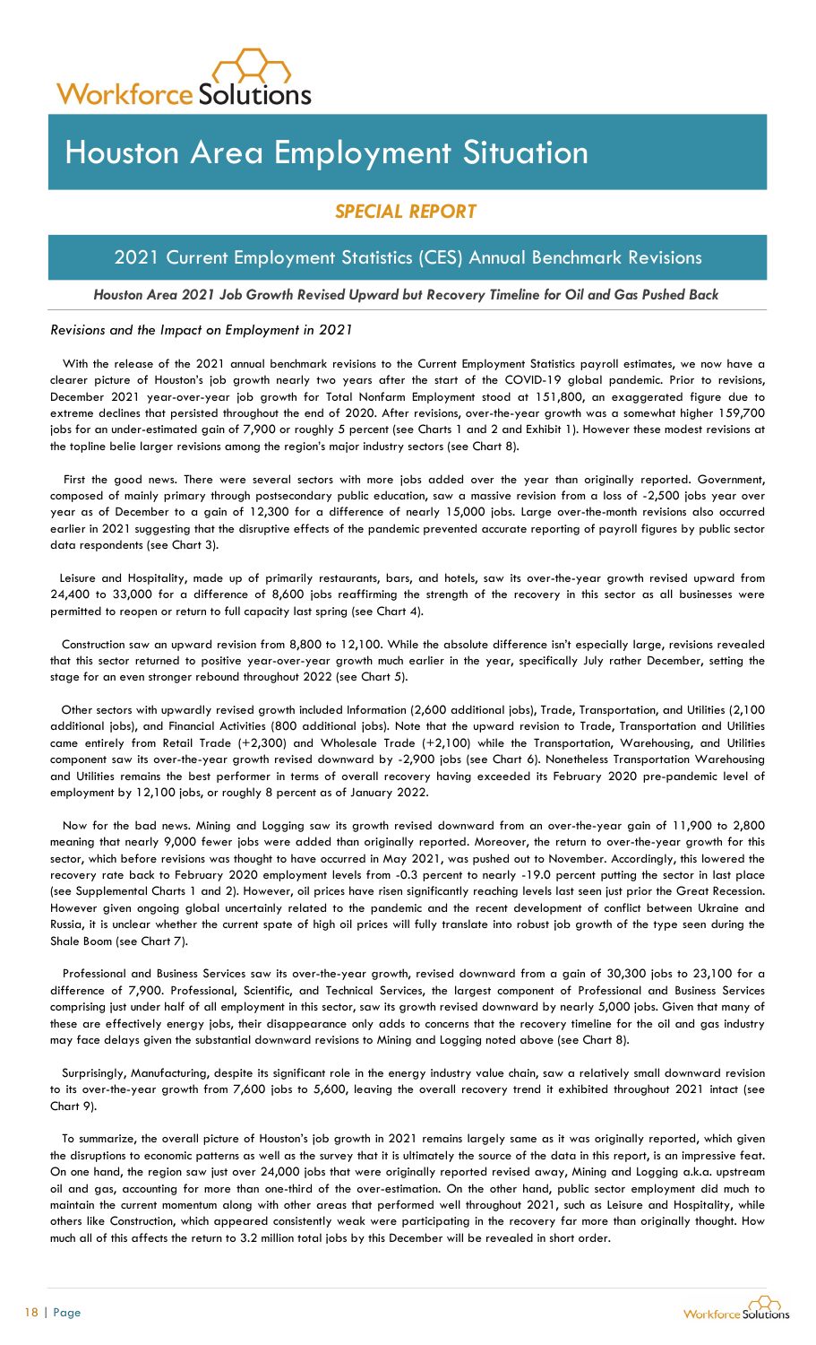# Houston Area Employment Situation

## *SPECIAL REPORT*

## 2021 Current Employment Statistics (CES) Annual Benchmark Revisions

***Houston Area 2021 Job Growth Revised Upward but Recovery Timeline for Oil and Gas Pushed Back***

*Revisions and the Impact on Employment in 2021*

With the release of the 2021 annual benchmark revisions to the Current Employment Statistics payroll estimates, we now have a clearer picture of Houston's job growth nearly two years after the start of the COVID-19 global pandemic. Prior to revisions, December 2021 year-over-year job growth for Total Nonfarm Employment stood at 151,800, an exaggerated figure due to extreme declines that persisted throughout the end of 2020. After revisions, over-the-year growth was a somewhat higher 159,700 jobs for an under-estimated gain of 7,900 or roughly 5 percent (see Charts 1 and 2 and Exhibit 1). However these modest revisions at the topline belie larger revisions among the region's major industry sectors (see Chart 8).

First the good news. There were several sectors with more jobs added over the year than originally reported. Government, composed of mainly primary through postsecondary public education, saw a massive revision from a loss of -2,500 jobs year over year as of December to a gain of 12,300 for a difference of nearly 15,000 jobs. Large over-the-month revisions also occurred earlier in 2021 suggesting that the disruptive effects of the pandemic prevented accurate reporting of payroll figures by public sector data respondents (see Chart 3).

Leisure and Hospitality, made up of primarily restaurants, bars, and hotels, saw its over-the-year growth revised upward from 24,400 to 33,000 for a difference of 8,600 jobs reaffirming the strength of the recovery in this sector as all businesses were permitted to reopen or return to full capacity last spring (see Chart 4).

Construction saw an upward revision from 8,800 to 12,100. While the absolute difference isn't especially large, revisions revealed that this sector returned to positive year-over-year growth much earlier in the year, specifically July rather December, setting the stage for an even stronger rebound throughout 2022 (see Chart 5).

Other sectors with upwardly revised growth included Information (2,600 additional jobs), Trade, Transportation, and Utilities (2,100 additional jobs), and Financial Activities (800 additional jobs). Note that the upward revision to Trade, Transportation and Utilities came entirely from Retail Trade (+2,300) and Wholesale Trade (+2,100) while the Transportation, Warehousing, and Utilities component saw its over-the-year growth revised downward by -2,900 jobs (see Chart 6). Nonetheless Transportation Warehousing and Utilities remains the best performer in terms of overall recovery having exceeded its February 2020 pre-pandemic level of employment by 12,100 jobs, or roughly 8 percent as of January 2022.

Now for the bad news. Mining and Logging saw its growth revised downward from an over-the-year gain of 11,900 to 2,800 meaning that nearly 9,000 fewer jobs were added than originally reported. Moreover, the return to over-the-year growth for this sector, which before revisions was thought to have occurred in May 2021, was pushed out to November. Accordingly, this lowered the recovery rate back to February 2020 employment levels from -0.3 percent to nearly -19.0 percent putting the sector in last place (see Supplemental Charts 1 and 2). However, oil prices have risen significantly reaching levels last seen just prior the Great Recession. However given ongoing global uncertainly related to the pandemic and the recent development of conflict between Ukraine and Russia, it is unclear whether the current spate of high oil prices will fully translate into robust job growth of the type seen during the Shale Boom (see Chart 7).

Professional and Business Services saw its over-the-year growth, revised downward from a gain of 30,300 jobs to 23,100 for a difference of 7,900. Professional, Scientific, and Technical Services, the largest component of Professional and Business Services comprising just under half of all employment in this sector, saw its growth revised downward by nearly 5,000 jobs. Given that many of these are effectively energy jobs, their disappearance only adds to concerns that the recovery timeline for the oil and gas industry may face delays given the substantial downward revisions to Mining and Logging noted above (see Chart 8).

Surprisingly, Manufacturing, despite its significant role in the energy industry value chain, saw a relatively small downward revision to its over-the-year growth from 7,600 jobs to 5,600, leaving the overall recovery trend it exhibited throughout 2021 intact (see Chart 9).

To summarize, the overall picture of Houston's job growth in 2021 remains largely same as it was originally reported, which given the disruptions to economic patterns as well as the survey that it is ultimately the source of the data in this report, is an impressive feat. On one hand, the region saw just over 24,000 jobs that were originally reported revised away, Mining and Logging a.k.a. upstream oil and gas, accounting for more than one-third of the over-estimation. On the other hand, public sector employment did much to maintain the current momentum along with other areas that performed well throughout 2021, such as Leisure and Hospitality, while others like Construction, which appeared consistently weak were participating in the recovery far more than originally thought. How much all of this affects the return to 3.2 million total jobs by this December will be revealed in short order.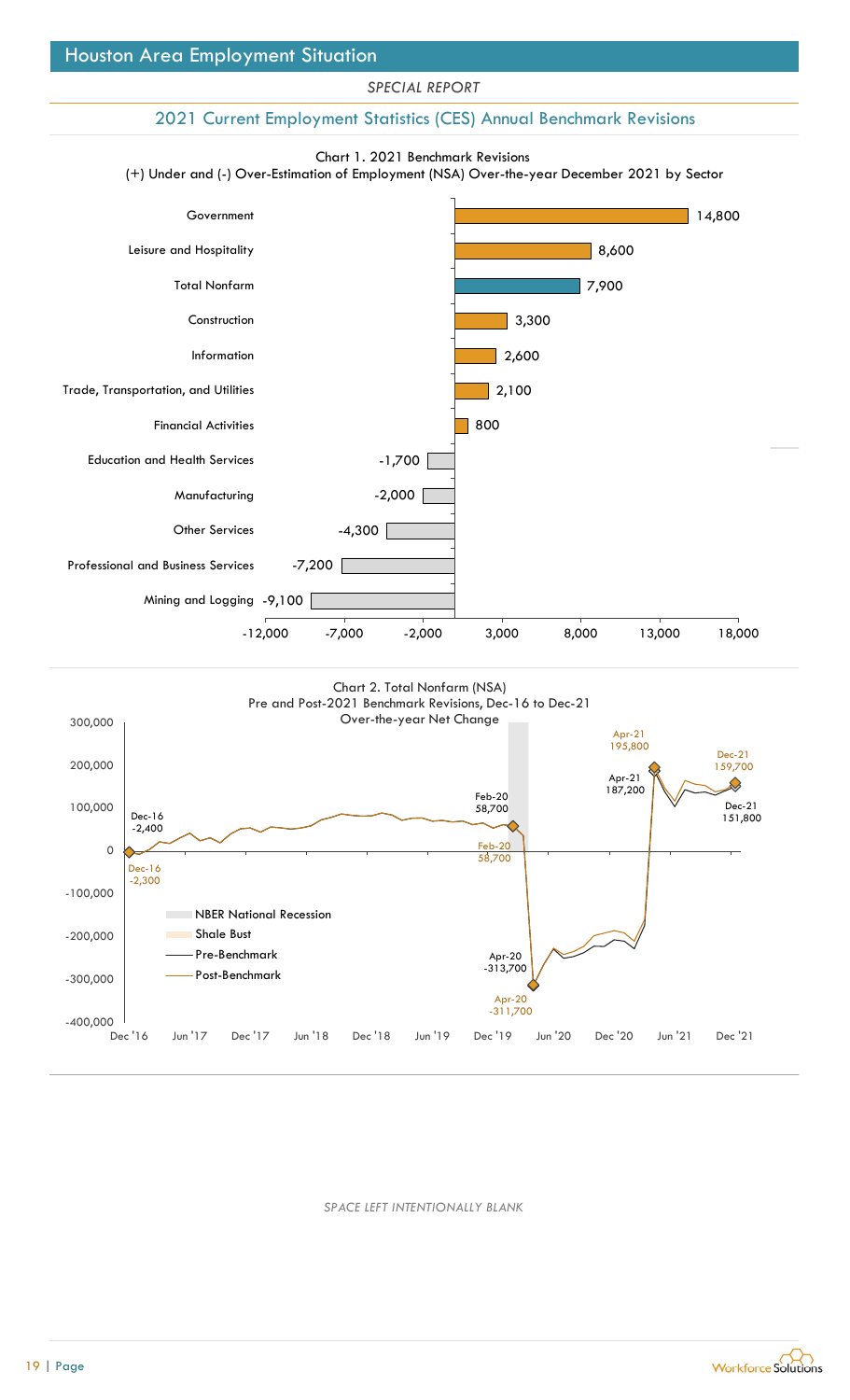# Houston Area Employment Situation

*SPECIAL REPORT*

## 2021 Current Employment Statistics (CES) Annual Benchmark Revisions

Chart 1. 2021 Benchmark Revisions
(+) Under and (-) Over-Estimation of Employment (NSA) Over-the-year December 2021 by Sector

| Sector | Revision |
| --- | --- |
| Government | 14,800 |
| Leisure and Hospitality | 8,600 |
| Total Nonfarm | 7,900 |
| Construction | 3,300 |
| Information | 2,600 |
| Trade, Transportation, and Utilities | 2,100 |
| Financial Activities | 800 |
| Education and Health Services | -1,700 |
| Manufacturing | -2,000 |
| Other Services | -4,300 |
| Professional and Business Services | -7,200 |
| Mining and Logging | -9,100 |

Chart 2. Total Nonfarm (NSA)
Pre and Post-2021 Benchmark Revisions, Dec-16 to Dec-21
Over-the-year Net Change

| Date | Pre-Benchmark | Post-Benchmark |
| --- | --- | --- |
| Dec-16 | -2,400 | -2,300 |
| Feb-20 | 58,700 | 58,700 |
| Apr-20 | -313,700 | -311,700 |
| Apr-21 | 187,200 | 195,800 |
| Dec-21 | 151,800 | 159,700 |

Legend: NBER National Recession; Shale Bust; Pre-Benchmark; Post-Benchmark

*SPACE LEFT INTENTIONALLY BLANK*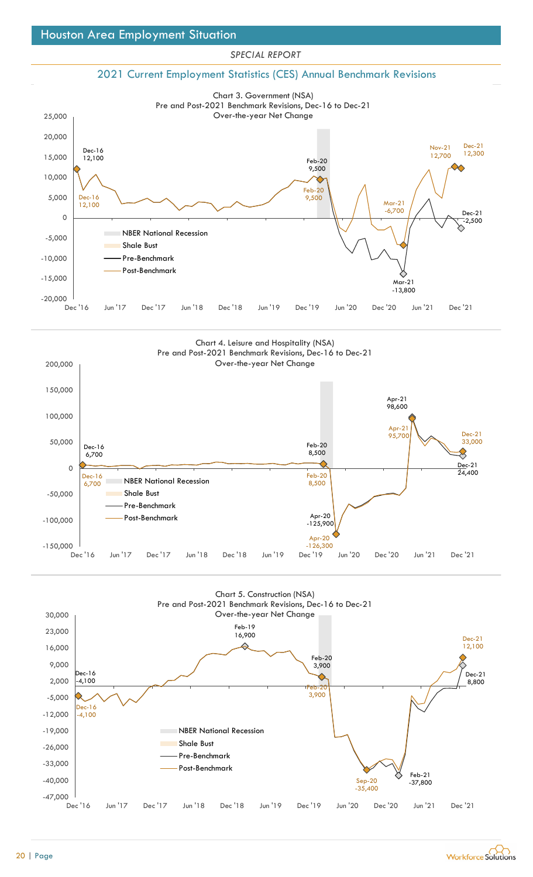# Houston Area Employment Situation

*SPECIAL REPORT*

## 2021 Current Employment Statistics (CES) Annual Benchmark Revisions

**Chart 3. Government (NSA)**
**Pre and Post-2021 Benchmark Revisions, Dec-16 to Dec-21**
**Over-the-year Net Change**

Legend: NBER National Recession; Shale Bust; Pre-Benchmark; Post-Benchmark

Labels: Dec-16 12,100 (Pre-Benchmark); Dec-16 12,100 (Post-Benchmark); Feb-20 9,500 (Pre-Benchmark); Feb-20 9,500 (Post-Benchmark); Mar-21 -6,700 (Post-Benchmark); Mar-21 -13,800 (Pre-Benchmark); Nov-21 12,700 (Post-Benchmark); Dec-21 12,300 (Post-Benchmark); Dec-21 -2,500 (Pre-Benchmark)

**Chart 4. Leisure and Hospitality (NSA)**
**Pre and Post-2021 Benchmark Revisions, Dec-16 to Dec-21**
**Over-the-year Net Change**

Legend: NBER National Recession; Shale Bust; Pre-Benchmark; Post-Benchmark

Labels: Dec-16 6,700 (Pre-Benchmark); Dec-16 6,700 (Post-Benchmark); Feb-20 8,500 (Pre-Benchmark); Feb-20 8,500 (Post-Benchmark); Apr-20 -125,900 (Pre-Benchmark); Apr-20 -126,300 (Post-Benchmark); Apr-21 98,600 (Pre-Benchmark); Apr-21 95,700 (Post-Benchmark); Dec-21 33,000 (Post-Benchmark); Dec-21 24,400 (Pre-Benchmark)

**Chart 5. Construction (NSA)**
**Pre and Post-2021 Benchmark Revisions, Dec-16 to Dec-21**
**Over-the-year Net Change**

Legend: NBER National Recession; Shale Bust; Pre-Benchmark; Post-Benchmark

Labels: Dec-16 -4,100 (Pre-Benchmark); Dec-16 -4,100 (Post-Benchmark); Feb-19 16,900; Feb-20 3,900 (Pre-Benchmark); Feb-20 3,900 (Post-Benchmark); Sep-20 -35,400 (Post-Benchmark); Feb-21 -37,800 (Pre-Benchmark); Dec-21 12,100 (Post-Benchmark); Dec-21 8,800 (Pre-Benchmark)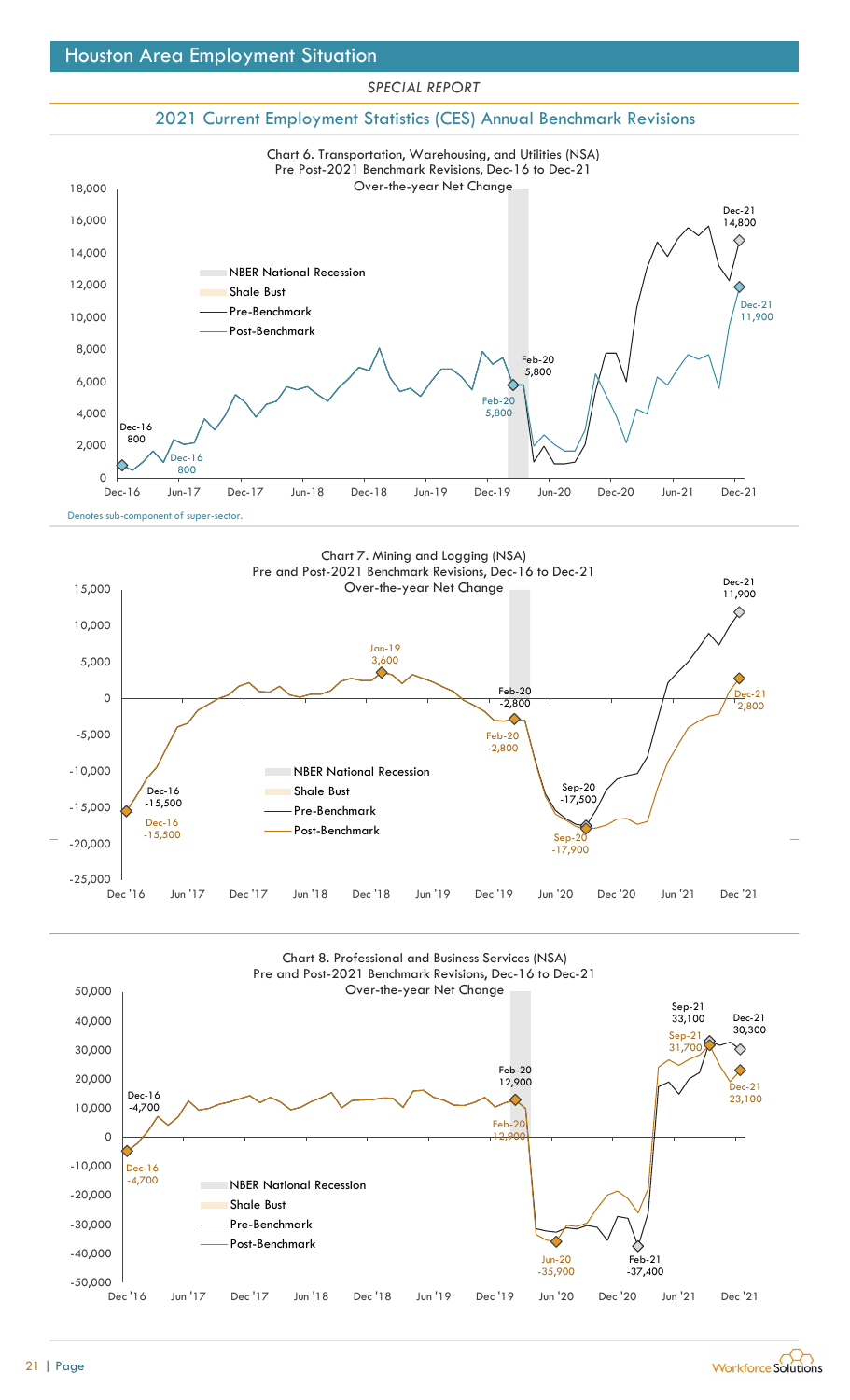## Houston Area Employment Situation

*SPECIAL REPORT*

### 2021 Current Employment Statistics (CES) Annual Benchmark Revisions

Chart 6. Transportation, Warehousing, and Utilities (NSA)
Pre Post-2021 Benchmark Revisions, Dec-16 to Dec-21
Over-the-year Net Change

NBER National Recession
Shale Bust
Pre-Benchmark
Post-Benchmark

Dec-16 800 | Dec-16 800 | Feb-20 5,800 | Feb-20 5,800 | Dec-21 14,800 | Dec-21 11,900

Denotes sub-component of super-sector.

Chart 7. Mining and Logging (NSA)
Pre and Post-2021 Benchmark Revisions, Dec-16 to Dec-21
Over-the-year Net Change

NBER National Recession
Shale Bust
Pre-Benchmark
Post-Benchmark

Dec-16 -15,500 | Dec-16 -15,500 | Jan-19 3,600 | Feb-20 -2,800 | Feb-20 -2,800 | Sep-20 -17,500 | Sep-20 -17,900 | Dec-21 11,900 | Dec-21 2,800

Chart 8. Professional and Business Services (NSA)
Pre and Post-2021 Benchmark Revisions, Dec-16 to Dec-21
Over-the-year Net Change

NBER National Recession
Shale Bust
Pre-Benchmark
Post-Benchmark

Dec-16 -4,700 | Dec-16 -4,700 | Feb-20 12,900 | Feb-20 12,900 | Jun-20 -35,900 | Feb-21 -37,400 | Sep-21 33,100 | Sep-21 31,700 | Dec-21 30,300 | Dec-21 23,100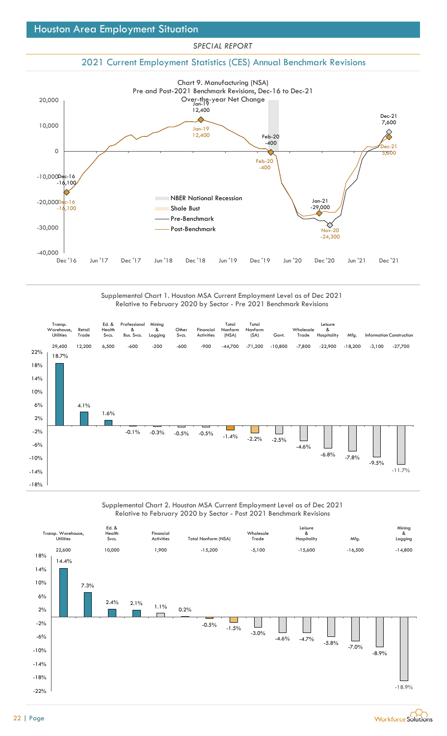## 2021 Current Employment Statistics (CES) Annual Benchmark Revisions

**Chart 9. Manufacturing (NSA)**
**Pre and Post-2021 Benchmark Revisions, Dec-16 to Dec-21**
**Over-the-year Net Change**

| Point | Pre-Benchmark | Post-Benchmark |
|---|---|---|
| Dec-16 | -16,100 | -16,100 |
| Jan-19 | 12,400 | 12,400 |
| Feb-20 | -400 | -400 |
| Nov-20 | -24,300 | |
| Jan-21 | | -29,000 |
| Dec-21 | 7,600 | 5,600 |

Legend: NBER National Recession; Shale Bust; Pre-Benchmark; Post-Benchmark

**Supplemental Chart 1. Houston MSA Current Employment Level as of Dec 2021 Relative to February 2020 by Sector - Pre 2021 Benchmark Revisions**

| Sector | Net Change | Percent Change |
|---|---|---|
| Transp. Warehouse, Utilities | 29,400 | 18.7% |
| Retail Trade | 12,200 | 4.1% |
| Ed. & Health Svcs. | 6,500 | 1.6% |
| Professional & Bus. Svcs. | -600 | -0.1% |
| Mining & Logging | -200 | -0.3% |
| Other Svcs. | -600 | -0.5% |
| Financial Activities | -900 | -0.5% |
| Total Nonfarm (NSA) | -44,700 | -1.4% |
| Total Nonfarm (SA) | -71,200 | -2.2% |
| Govt. | -10,800 | -2.5% |
| Wholesale Trade | -7,800 | -4.6% |
| Leisure & Hospitality | -22,900 | -6.8% |
| Mfg. | -18,200 | -7.8% |
| Information | -3,100 | -9.5% |
| Construction | -27,700 | -11.7% |

**Supplemental Chart 2. Houston MSA Current Employment Level as of Dec 2021 Relative to February 2020 by Sector - Post 2021 Benchmark Revisions**

| Sector | Net Change | Percent Change |
|---|---|---|
| Transp. Warehouse, Utilities | 22,600 | 14.4% |
| | | 7.3% |
| Ed. & Health Svcs. | 10,000 | 2.4% |
| | | 2.1% |
| Financial Activities | 1,900 | 1.1% |
| | | 0.2% |
| Total Nonfarm (NSA) | -15,200 | -0.5% |
| | | -1.5% |
| Wholesale Trade | -5,100 | -3.0% |
| | | -4.6% |
| Leisure & Hospitality | -15,600 | -4.7% |
| | | -5.8% |
| Mfg. | -16,500 | -7.0% |
| | | -8.9% |
| Mining & Logging | -14,800 | -18.9% |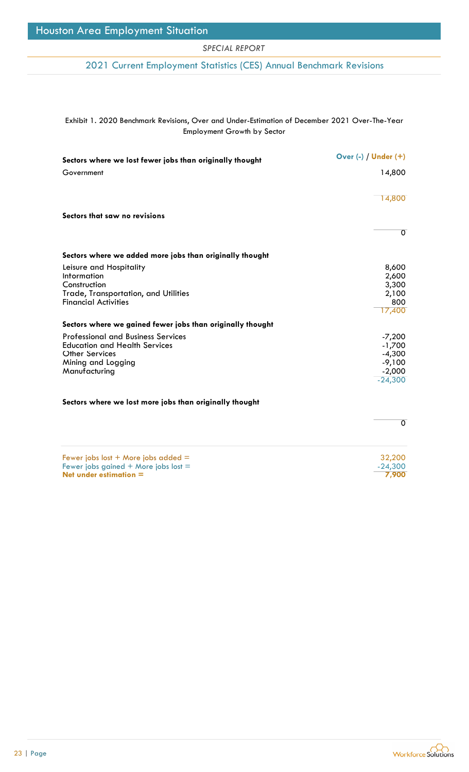# Houston Area Employment Situation

*SPECIAL REPORT*

## 2021 Current Employment Statistics (CES) Annual Benchmark Revisions

Exhibit 1. 2020 Benchmark Revisions, Over and Under-Estimation of December 2021 Over-The-Year Employment Growth by Sector

| | Over (-) / Under (+) |
|---|---|
| **Sectors where we lost fewer jobs than originally thought** | |
| Government | 14,800 |
| | 14,800 |
| **Sectors that saw no revisions** | |
| | 0 |
| **Sectors where we added more jobs than originally thought** | |
| Leisure and Hospitality | 8,600 |
| Information | 2,600 |
| Construction | 3,300 |
| Trade, Transportation, and Utilities | 2,100 |
| Financial Activities | 800 |
| | 17,400 |
| **Sectors where we gained fewer jobs than originally thought** | |
| Professional and Business Services | -7,200 |
| Education and Health Services | -1,700 |
| Other Services | -4,300 |
| Mining and Logging | -9,100 |
| Manufacturing | -2,000 |
| | -24,300 |
| **Sectors where we lost more jobs than originally thought** | |
| | 0 |
| Fewer jobs lost + More jobs added = | 32,200 |
| Fewer jobs gained + More jobs lost = | -24,300 |
| **Net under estimation =** | **7,900** |